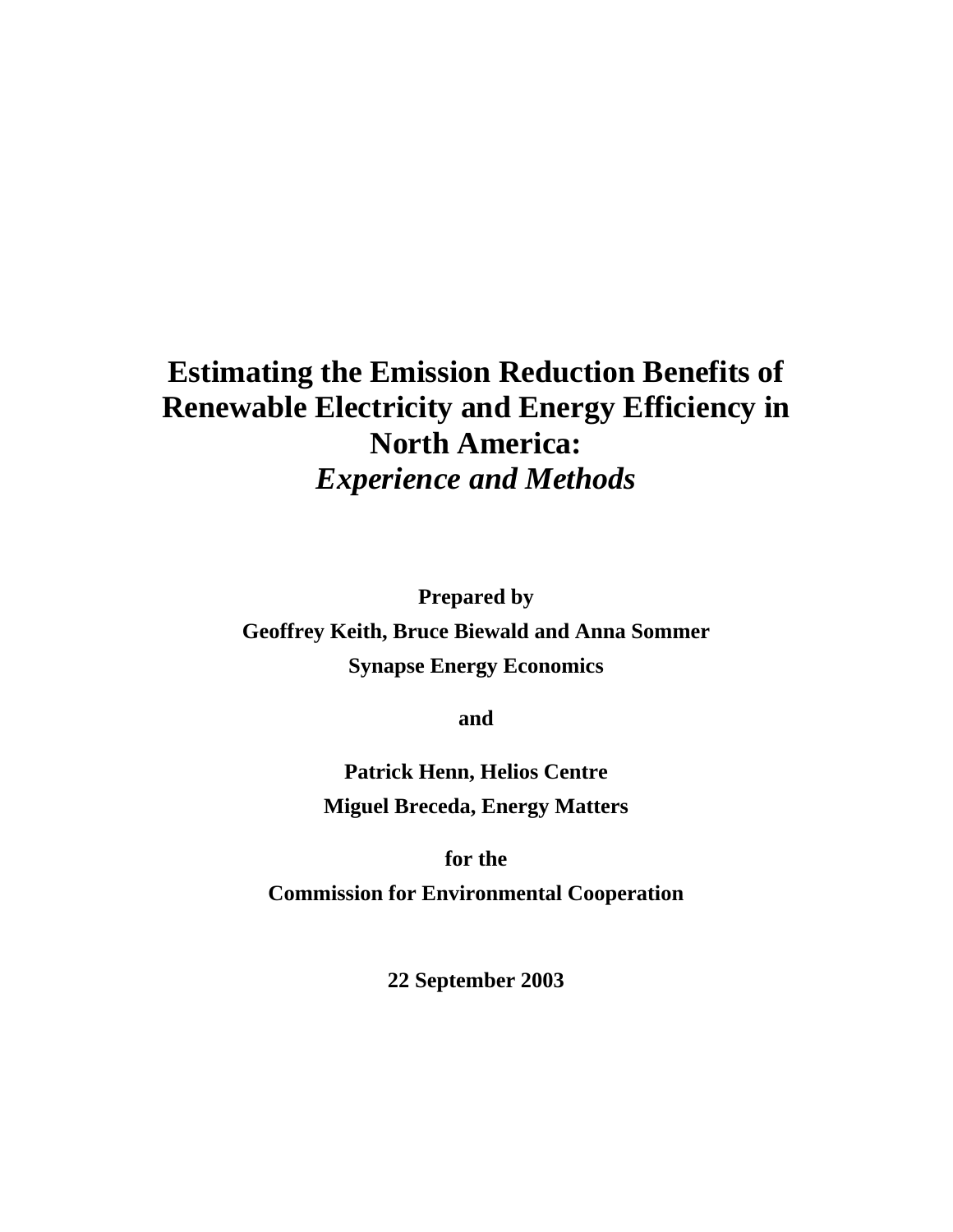# Estimating the Emission Reduction Benefits of Renewable Electricity and Energy Efficiency in North America:
## *Experience and Methods*

**Prepared by**

**Geoffrey Keith, Bruce Biewald and Anna Sommer**

**Synapse Energy Economics**

**and**

**Patrick Henn, Helios Centre**

**Miguel Breceda, Energy Matters**

**for the**

**Commission for Environmental Cooperation**

**22 September 2003**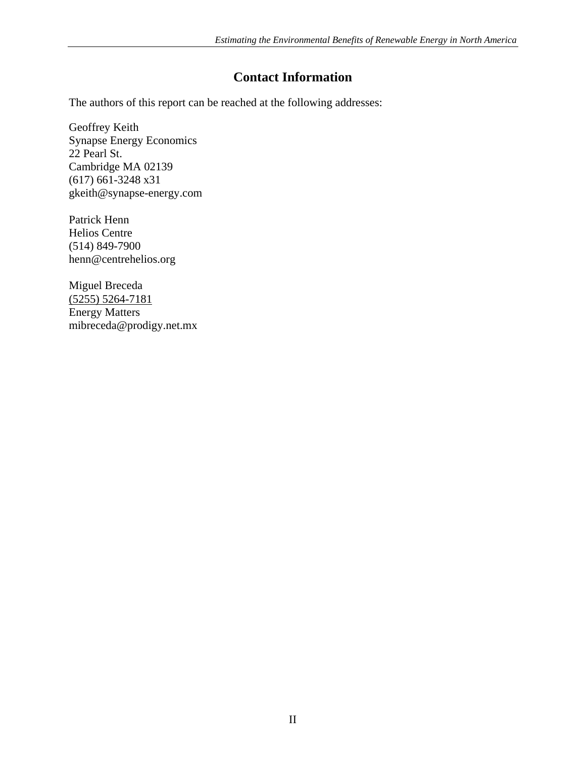## Contact Information

The authors of this report can be reached at the following addresses:

Geoffrey Keith
Synapse Energy Economics
22 Pearl St.
Cambridge MA 02139
(617) 661-3248 x31
gkeith@synapse-energy.com

Patrick Henn
Helios Centre
(514) 849-7900
henn@centrehelios.org

Miguel Breceda
(5255) 5264-7181
Energy Matters
mibreceda@prodigy.net.mx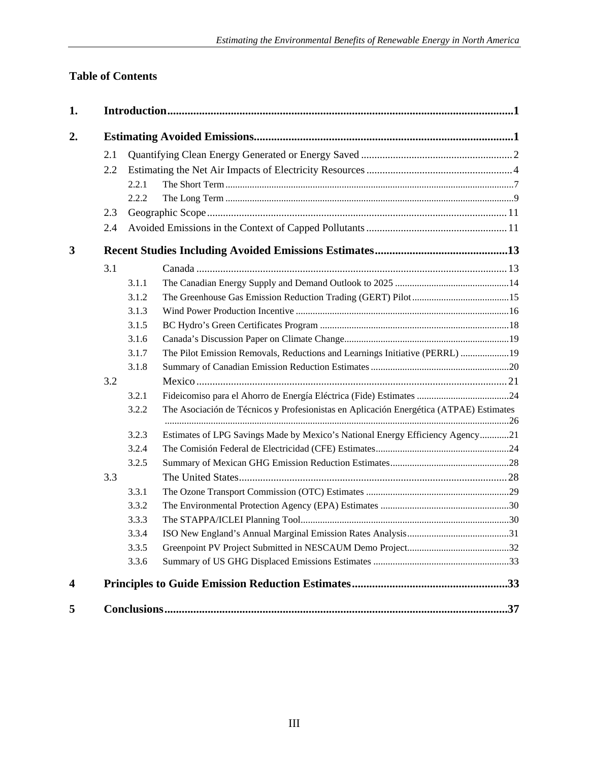## Table of Contents

**1. Introduction......1**

**2. Estimating Avoided Emissions......1**

- 2.1 Quantifying Clean Energy Generated or Energy Saved......2
- 2.2 Estimating the Net Air Impacts of Electricity Resources......4
  - 2.2.1 The Short Term......7
  - 2.2.2 The Long Term......9
- 2.3 Geographic Scope......11
- 2.4 Avoided Emissions in the Context of Capped Pollutants......11

**3 Recent Studies Including Avoided Emissions Estimates......13**

- 3.1 Canada......13
  - 3.1.1 The Canadian Energy Supply and Demand Outlook to 2025......14
  - 3.1.2 The Greenhouse Gas Emission Reduction Trading (GERT) Pilot......15
  - 3.1.3 Wind Power Production Incentive......16
  - 3.1.5 BC Hydro's Green Certificates Program......18
  - 3.1.6 Canada's Discussion Paper on Climate Change......19
  - 3.1.7 The Pilot Emission Removals, Reductions and Learnings Initiative (PERRL)......19
  - 3.1.8 Summary of Canadian Emission Reduction Estimates......20
- 3.2 Mexico......21
  - 3.2.1 Fideicomiso para el Ahorro de Energía Eléctrica (Fide) Estimates......24
  - 3.2.2 The Asociación de Técnicos y Profesionistas en Aplicación Energética (ATPAE) Estimates......26
  - 3.2.3 Estimates of LPG Savings Made by Mexico's National Energy Efficiency Agency......21
  - 3.2.4 The Comisión Federal de Electricidad (CFE) Estimates......24
  - 3.2.5 Summary of Mexican GHG Emission Reduction Estimates......28
- 3.3 The United States......28
  - 3.3.1 The Ozone Transport Commission (OTC) Estimates......29
  - 3.3.2 The Environmental Protection Agency (EPA) Estimates......30
  - 3.3.3 The STAPPA/ICLEI Planning Tool......30
  - 3.3.4 ISO New England's Annual Marginal Emission Rates Analysis......31
  - 3.3.5 Greenpoint PV Project Submitted in NESCAUM Demo Project......32
  - 3.3.6 Summary of US GHG Displaced Emissions Estimates......33

**4 Principles to Guide Emission Reduction Estimates......33**

**5 Conclusions......37**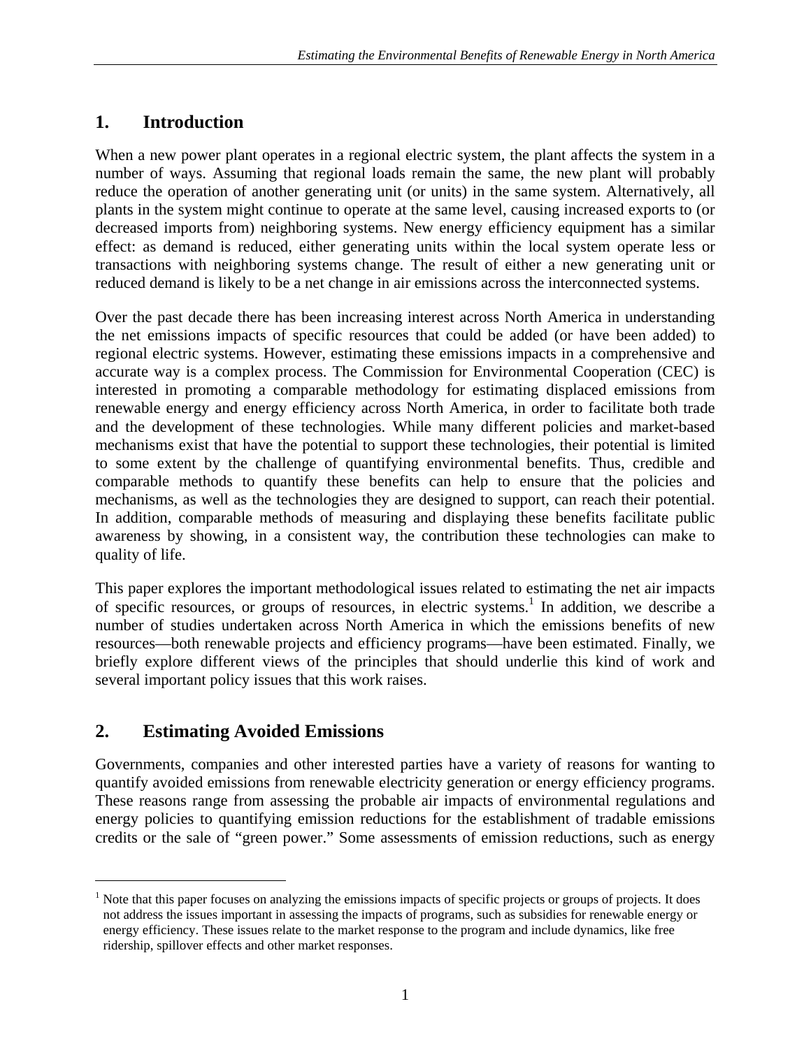## 1. Introduction

When a new power plant operates in a regional electric system, the plant affects the system in a number of ways. Assuming that regional loads remain the same, the new plant will probably reduce the operation of another generating unit (or units) in the same system. Alternatively, all plants in the system might continue to operate at the same level, causing increased exports to (or decreased imports from) neighboring systems. New energy efficiency equipment has a similar effect: as demand is reduced, either generating units within the local system operate less or transactions with neighboring systems change. The result of either a new generating unit or reduced demand is likely to be a net change in air emissions across the interconnected systems.

Over the past decade there has been increasing interest across North America in understanding the net emissions impacts of specific resources that could be added (or have been added) to regional electric systems. However, estimating these emissions impacts in a comprehensive and accurate way is a complex process. The Commission for Environmental Cooperation (CEC) is interested in promoting a comparable methodology for estimating displaced emissions from renewable energy and energy efficiency across North America, in order to facilitate both trade and the development of these technologies. While many different policies and market-based mechanisms exist that have the potential to support these technologies, their potential is limited to some extent by the challenge of quantifying environmental benefits. Thus, credible and comparable methods to quantify these benefits can help to ensure that the policies and mechanisms, as well as the technologies they are designed to support, can reach their potential. In addition, comparable methods of measuring and displaying these benefits facilitate public awareness by showing, in a consistent way, the contribution these technologies can make to quality of life.

This paper explores the important methodological issues related to estimating the net air impacts of specific resources, or groups of resources, in electric systems.[1] In addition, we describe a number of studies undertaken across North America in which the emissions benefits of new resources—both renewable projects and efficiency programs—have been estimated. Finally, we briefly explore different views of the principles that should underlie this kind of work and several important policy issues that this work raises.

## 2. Estimating Avoided Emissions

Governments, companies and other interested parties have a variety of reasons for wanting to quantify avoided emissions from renewable electricity generation or energy efficiency programs. These reasons range from assessing the probable air impacts of environmental regulations and energy policies to quantifying emission reductions for the establishment of tradable emissions credits or the sale of "green power." Some assessments of emission reductions, such as energy

[1] Note that this paper focuses on analyzing the emissions impacts of specific projects or groups of projects. It does not address the issues important in assessing the impacts of programs, such as subsidies for renewable energy or energy efficiency. These issues relate to the market response to the program and include dynamics, like free ridership, spillover effects and other market responses.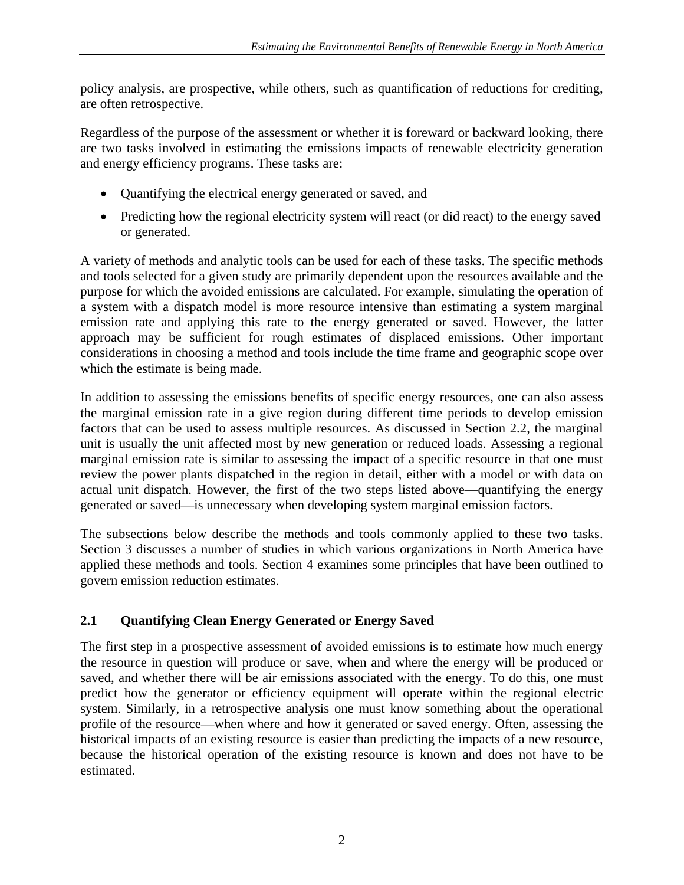policy analysis, are prospective, while others, such as quantification of reductions for crediting, are often retrospective.

Regardless of the purpose of the assessment or whether it is foreward or backward looking, there are two tasks involved in estimating the emissions impacts of renewable electricity generation and energy efficiency programs. These tasks are:

- Quantifying the electrical energy generated or saved, and
- Predicting how the regional electricity system will react (or did react) to the energy saved or generated.

A variety of methods and analytic tools can be used for each of these tasks. The specific methods and tools selected for a given study are primarily dependent upon the resources available and the purpose for which the avoided emissions are calculated. For example, simulating the operation of a system with a dispatch model is more resource intensive than estimating a system marginal emission rate and applying this rate to the energy generated or saved. However, the latter approach may be sufficient for rough estimates of displaced emissions. Other important considerations in choosing a method and tools include the time frame and geographic scope over which the estimate is being made.

In addition to assessing the emissions benefits of specific energy resources, one can also assess the marginal emission rate in a give region during different time periods to develop emission factors that can be used to assess multiple resources. As discussed in Section 2.2, the marginal unit is usually the unit affected most by new generation or reduced loads. Assessing a regional marginal emission rate is similar to assessing the impact of a specific resource in that one must review the power plants dispatched in the region in detail, either with a model or with data on actual unit dispatch. However, the first of the two steps listed above—quantifying the energy generated or saved—is unnecessary when developing system marginal emission factors.

The subsections below describe the methods and tools commonly applied to these two tasks. Section 3 discusses a number of studies in which various organizations in North America have applied these methods and tools. Section 4 examines some principles that have been outlined to govern emission reduction estimates.

## 2.1 Quantifying Clean Energy Generated or Energy Saved

The first step in a prospective assessment of avoided emissions is to estimate how much energy the resource in question will produce or save, when and where the energy will be produced or saved, and whether there will be air emissions associated with the energy. To do this, one must predict how the generator or efficiency equipment will operate within the regional electric system. Similarly, in a retrospective analysis one must know something about the operational profile of the resource—when where and how it generated or saved energy. Often, assessing the historical impacts of an existing resource is easier than predicting the impacts of a new resource, because the historical operation of the existing resource is known and does not have to be estimated.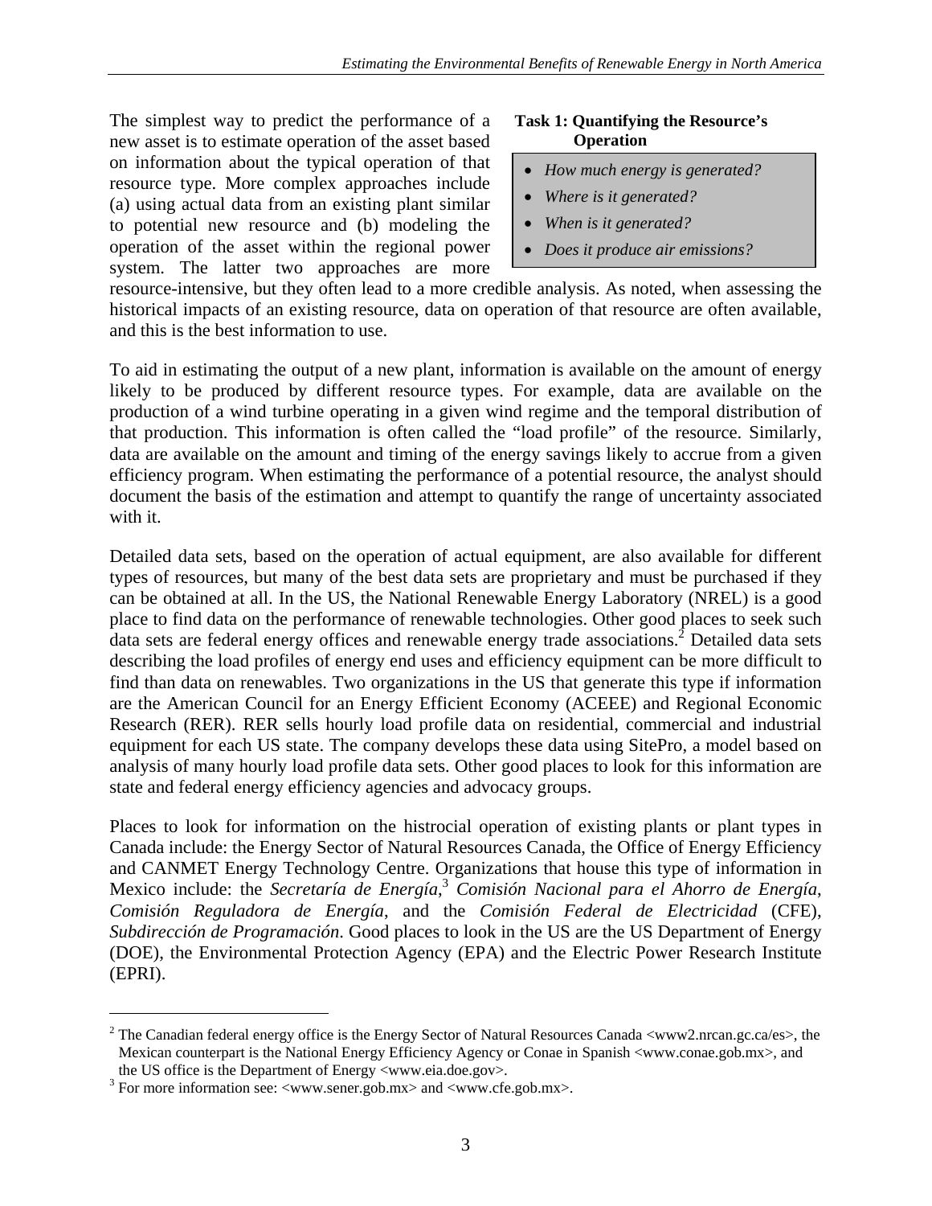**Task 1: Quantifying the Resource's Operation**

- *How much energy is generated?*
- *Where is it generated?*
- *When is it generated?*
- *Does it produce air emissions?*

The simplest way to predict the performance of a new asset is to estimate operation of the asset based on information about the typical operation of that resource type. More complex approaches include (a) using actual data from an existing plant similar to potential new resource and (b) modeling the operation of the asset within the regional power system. The latter two approaches are more resource-intensive, but they often lead to a more credible analysis. As noted, when assessing the historical impacts of an existing resource, data on operation of that resource are often available, and this is the best information to use.

To aid in estimating the output of a new plant, information is available on the amount of energy likely to be produced by different resource types. For example, data are available on the production of a wind turbine operating in a given wind regime and the temporal distribution of that production. This information is often called the "load profile" of the resource. Similarly, data are available on the amount and timing of the energy savings likely to accrue from a given efficiency program. When estimating the performance of a potential resource, the analyst should document the basis of the estimation and attempt to quantify the range of uncertainty associated with it.

Detailed data sets, based on the operation of actual equipment, are also available for different types of resources, but many of the best data sets are proprietary and must be purchased if they can be obtained at all. In the US, the National Renewable Energy Laboratory (NREL) is a good place to find data on the performance of renewable technologies. Other good places to seek such data sets are federal energy offices and renewable energy trade associations.[2] Detailed data sets describing the load profiles of energy end uses and efficiency equipment can be more difficult to find than data on renewables. Two organizations in the US that generate this type if information are the American Council for an Energy Efficient Economy (ACEEE) and Regional Economic Research (RER). RER sells hourly load profile data on residential, commercial and industrial equipment for each US state. The company develops these data using SitePro, a model based on analysis of many hourly load profile data sets. Other good places to look for this information are state and federal energy efficiency agencies and advocacy groups.

Places to look for information on the histrocial operation of existing plants or plant types in Canada include: the Energy Sector of Natural Resources Canada, the Office of Energy Efficiency and CANMET Energy Technology Centre. Organizations that house this type of information in Mexico include: the *Secretaría de Energía*,[3] *Comisión Nacional para el Ahorro de Energía*, *Comisión Reguladora de Energía*, and the *Comisión Federal de Electricidad* (CFE), *Subdirección de Programación*. Good places to look in the US are the US Department of Energy (DOE), the Environmental Protection Agency (EPA) and the Electric Power Research Institute (EPRI).

---

[2] The Canadian federal energy office is the Energy Sector of Natural Resources Canada <www2.nrcan.gc.ca/es>, the Mexican counterpart is the National Energy Efficiency Agency or Conae in Spanish <www.conae.gob.mx>, and the US office is the Department of Energy <www.eia.doe.gov>.

[3] For more information see: <www.sener.gob.mx> and <www.cfe.gob.mx>.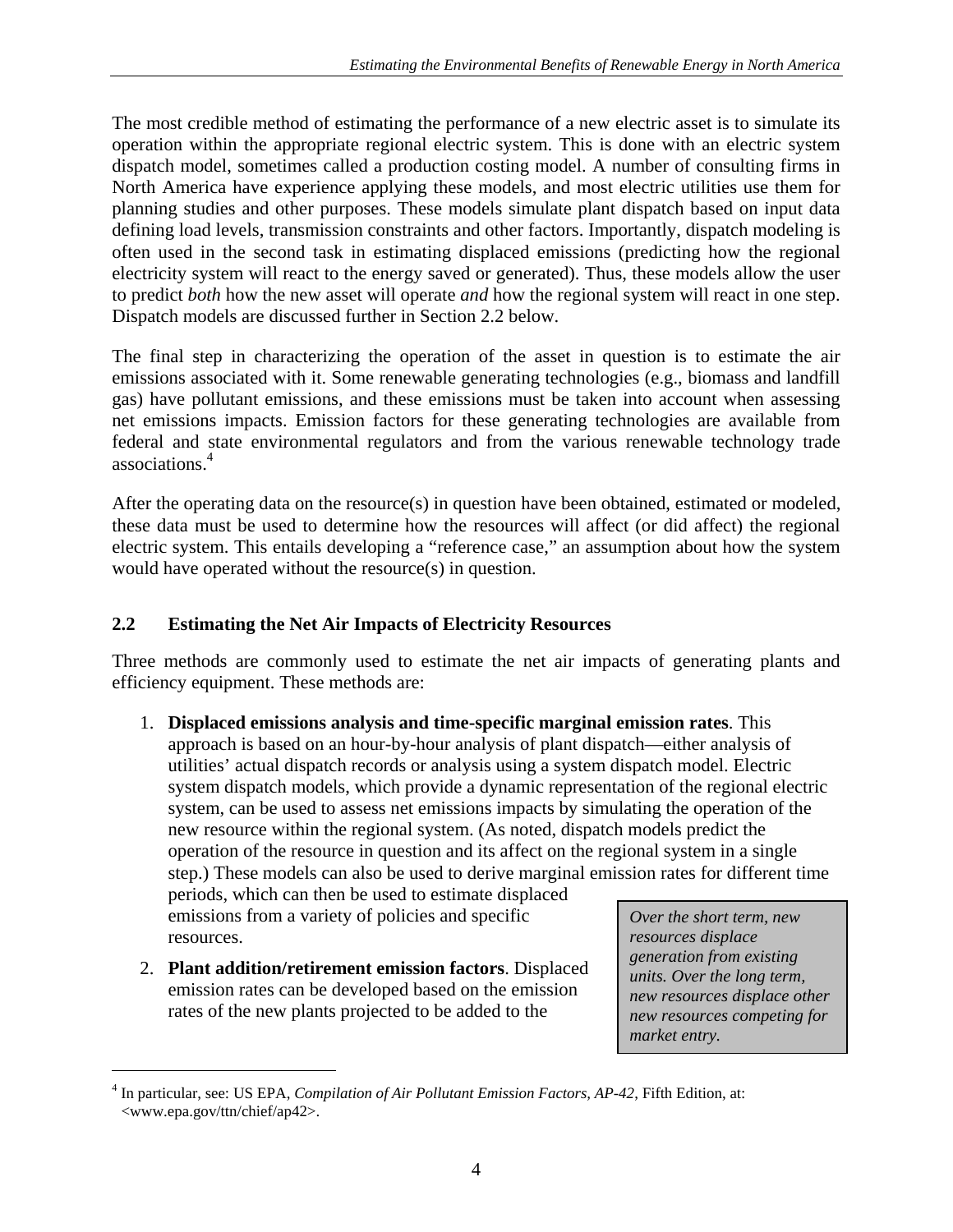The most credible method of estimating the performance of a new electric asset is to simulate its operation within the appropriate regional electric system. This is done with an electric system dispatch model, sometimes called a production costing model. A number of consulting firms in North America have experience applying these models, and most electric utilities use them for planning studies and other purposes. These models simulate plant dispatch based on input data defining load levels, transmission constraints and other factors. Importantly, dispatch modeling is often used in the second task in estimating displaced emissions (predicting how the regional electricity system will react to the energy saved or generated). Thus, these models allow the user to predict *both* how the new asset will operate *and* how the regional system will react in one step. Dispatch models are discussed further in Section 2.2 below.

The final step in characterizing the operation of the asset in question is to estimate the air emissions associated with it. Some renewable generating technologies (e.g., biomass and landfill gas) have pollutant emissions, and these emissions must be taken into account when assessing net emissions impacts. Emission factors for these generating technologies are available from federal and state environmental regulators and from the various renewable technology trade associations.[4]

After the operating data on the resource(s) in question have been obtained, estimated or modeled, these data must be used to determine how the resources will affect (or did affect) the regional electric system. This entails developing a "reference case," an assumption about how the system would have operated without the resource(s) in question.

## 2.2 Estimating the Net Air Impacts of Electricity Resources

Three methods are commonly used to estimate the net air impacts of generating plants and efficiency equipment. These methods are:

1. **Displaced emissions analysis and time-specific marginal emission rates**. This approach is based on an hour-by-hour analysis of plant dispatch—either analysis of utilities' actual dispatch records or analysis using a system dispatch model. Electric system dispatch models, which provide a dynamic representation of the regional electric system, can be used to assess net emissions impacts by simulating the operation of the new resource within the regional system. (As noted, dispatch models predict the operation of the resource in question and its affect on the regional system in a single step.) These models can also be used to derive marginal emission rates for different time periods, which can then be used to estimate displaced emissions from a variety of policies and specific resources.
2. **Plant addition/retirement emission factors**. Displaced emission rates can be developed based on the emission rates of the new plants projected to be added to the

*Over the short term, new resources displace generation from existing units. Over the long term, new resources displace other new resources competing for market entry.*

[4] In particular, see: US EPA, *Compilation of Air Pollutant Emission Factors, AP-42*, Fifth Edition, at: <www.epa.gov/ttn/chief/ap42>.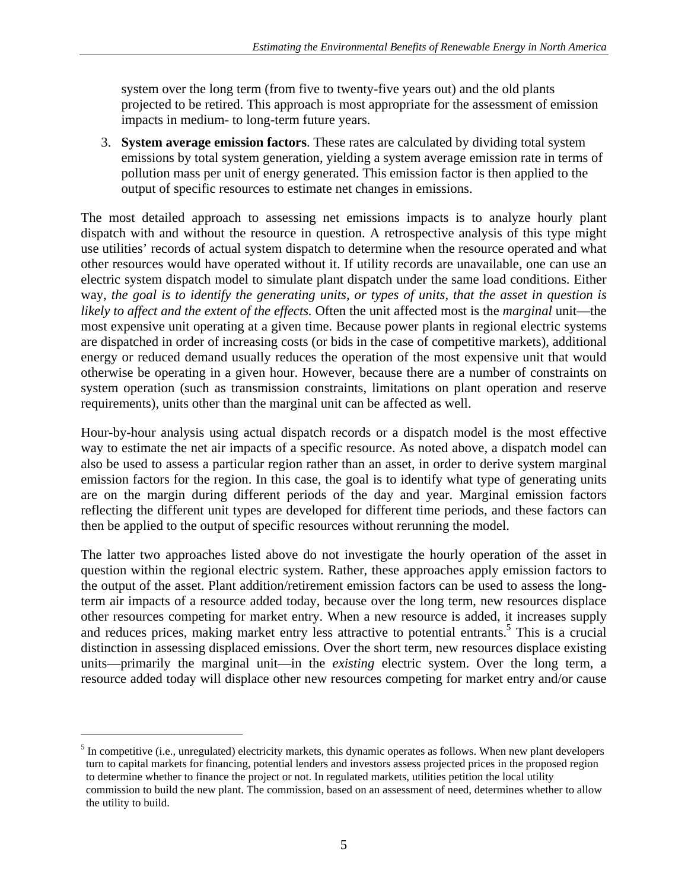system over the long term (from five to twenty-five years out) and the old plants projected to be retired. This approach is most appropriate for the assessment of emission impacts in medium- to long-term future years.

3. **System average emission factors**. These rates are calculated by dividing total system emissions by total system generation, yielding a system average emission rate in terms of pollution mass per unit of energy generated. This emission factor is then applied to the output of specific resources to estimate net changes in emissions.

The most detailed approach to assessing net emissions impacts is to analyze hourly plant dispatch with and without the resource in question. A retrospective analysis of this type might use utilities' records of actual system dispatch to determine when the resource operated and what other resources would have operated without it. If utility records are unavailable, one can use an electric system dispatch model to simulate plant dispatch under the same load conditions. Either way, *the goal is to identify the generating units, or types of units, that the asset in question is likely to affect and the extent of the effects.* Often the unit affected most is the *marginal* unit—the most expensive unit operating at a given time. Because power plants in regional electric systems are dispatched in order of increasing costs (or bids in the case of competitive markets), additional energy or reduced demand usually reduces the operation of the most expensive unit that would otherwise be operating in a given hour. However, because there are a number of constraints on system operation (such as transmission constraints, limitations on plant operation and reserve requirements), units other than the marginal unit can be affected as well.

Hour-by-hour analysis using actual dispatch records or a dispatch model is the most effective way to estimate the net air impacts of a specific resource. As noted above, a dispatch model can also be used to assess a particular region rather than an asset, in order to derive system marginal emission factors for the region. In this case, the goal is to identify what type of generating units are on the margin during different periods of the day and year. Marginal emission factors reflecting the different unit types are developed for different time periods, and these factors can then be applied to the output of specific resources without rerunning the model.

The latter two approaches listed above do not investigate the hourly operation of the asset in question within the regional electric system. Rather, these approaches apply emission factors to the output of the asset. Plant addition/retirement emission factors can be used to assess the long-term air impacts of a resource added today, because over the long term, new resources displace other resources competing for market entry. When a new resource is added, it increases supply and reduces prices, making market entry less attractive to potential entrants.[5] This is a crucial distinction in assessing displaced emissions. Over the short term, new resources displace existing units—primarily the marginal unit—in the *existing* electric system. Over the long term, a resource added today will displace other new resources competing for market entry and/or cause

---

[5] In competitive (i.e., unregulated) electricity markets, this dynamic operates as follows. When new plant developers turn to capital markets for financing, potential lenders and investors assess projected prices in the proposed region to determine whether to finance the project or not. In regulated markets, utilities petition the local utility commission to build the new plant. The commission, based on an assessment of need, determines whether to allow the utility to build.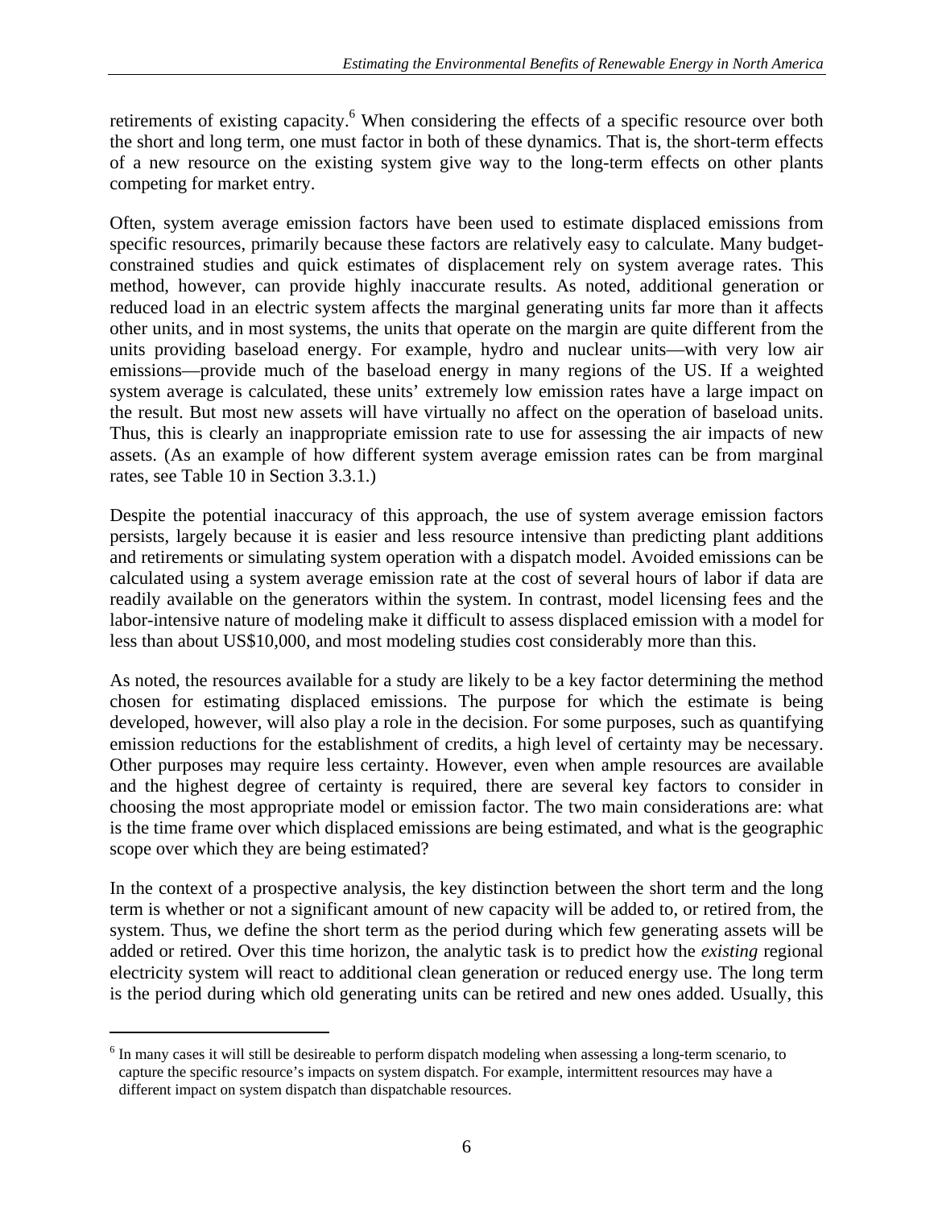retirements of existing capacity.[6] When considering the effects of a specific resource over both the short and long term, one must factor in both of these dynamics. That is, the short-term effects of a new resource on the existing system give way to the long-term effects on other plants competing for market entry.

Often, system average emission factors have been used to estimate displaced emissions from specific resources, primarily because these factors are relatively easy to calculate. Many budget-constrained studies and quick estimates of displacement rely on system average rates. This method, however, can provide highly inaccurate results. As noted, additional generation or reduced load in an electric system affects the marginal generating units far more than it affects other units, and in most systems, the units that operate on the margin are quite different from the units providing baseload energy. For example, hydro and nuclear units—with very low air emissions—provide much of the baseload energy in many regions of the US. If a weighted system average is calculated, these units' extremely low emission rates have a large impact on the result. But most new assets will have virtually no affect on the operation of baseload units. Thus, this is clearly an inappropriate emission rate to use for assessing the air impacts of new assets. (As an example of how different system average emission rates can be from marginal rates, see Table 10 in Section 3.3.1.)

Despite the potential inaccuracy of this approach, the use of system average emission factors persists, largely because it is easier and less resource intensive than predicting plant additions and retirements or simulating system operation with a dispatch model. Avoided emissions can be calculated using a system average emission rate at the cost of several hours of labor if data are readily available on the generators within the system. In contrast, model licensing fees and the labor-intensive nature of modeling make it difficult to assess displaced emission with a model for less than about US$10,000, and most modeling studies cost considerably more than this.

As noted, the resources available for a study are likely to be a key factor determining the method chosen for estimating displaced emissions. The purpose for which the estimate is being developed, however, will also play a role in the decision. For some purposes, such as quantifying emission reductions for the establishment of credits, a high level of certainty may be necessary. Other purposes may require less certainty. However, even when ample resources are available and the highest degree of certainty is required, there are several key factors to consider in choosing the most appropriate model or emission factor. The two main considerations are: what is the time frame over which displaced emissions are being estimated, and what is the geographic scope over which they are being estimated?

In the context of a prospective analysis, the key distinction between the short term and the long term is whether or not a significant amount of new capacity will be added to, or retired from, the system. Thus, we define the short term as the period during which few generating assets will be added or retired. Over this time horizon, the analytic task is to predict how the *existing* regional electricity system will react to additional clean generation or reduced energy use. The long term is the period during which old generating units can be retired and new ones added. Usually, this

[6] In many cases it will still be desireable to perform dispatch modeling when assessing a long-term scenario, to capture the specific resource's impacts on system dispatch. For example, intermittent resources may have a different impact on system dispatch than dispatchable resources.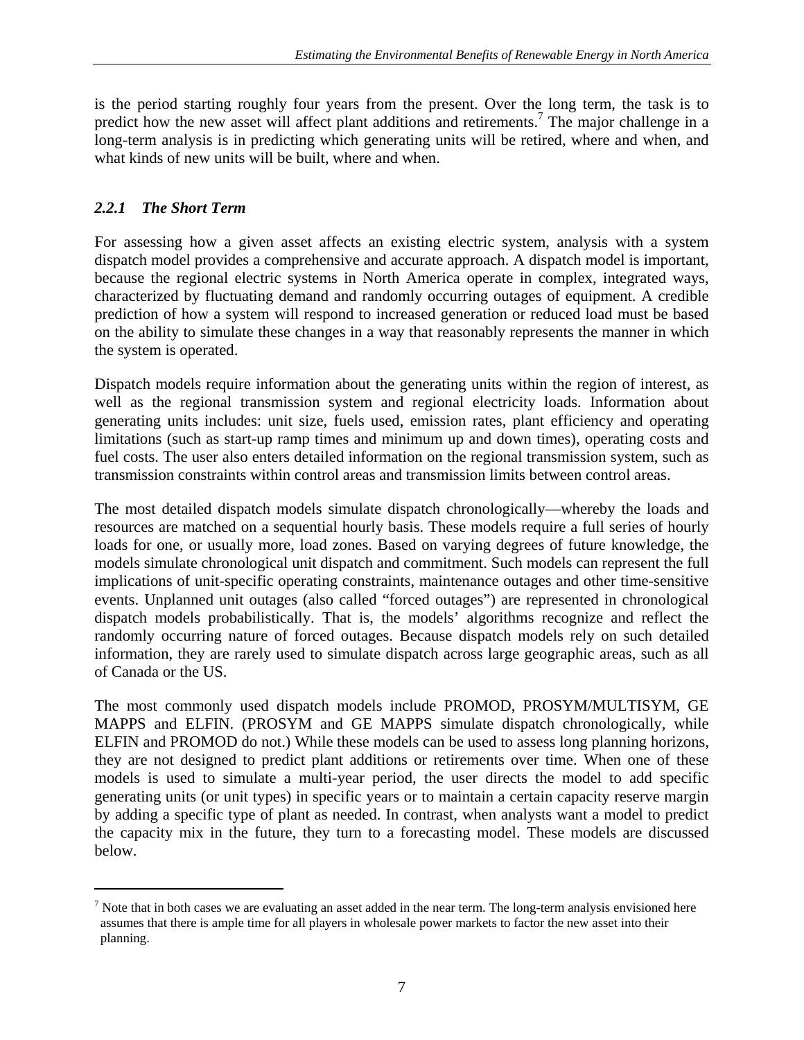is the period starting roughly four years from the present. Over the long term, the task is to predict how the new asset will affect plant additions and retirements.[7] The major challenge in a long-term analysis is in predicting which generating units will be retired, where and when, and what kinds of new units will be built, where and when.

### *2.2.1 The Short Term*

For assessing how a given asset affects an existing electric system, analysis with a system dispatch model provides a comprehensive and accurate approach. A dispatch model is important, because the regional electric systems in North America operate in complex, integrated ways, characterized by fluctuating demand and randomly occurring outages of equipment. A credible prediction of how a system will respond to increased generation or reduced load must be based on the ability to simulate these changes in a way that reasonably represents the manner in which the system is operated.

Dispatch models require information about the generating units within the region of interest, as well as the regional transmission system and regional electricity loads. Information about generating units includes: unit size, fuels used, emission rates, plant efficiency and operating limitations (such as start-up ramp times and minimum up and down times), operating costs and fuel costs. The user also enters detailed information on the regional transmission system, such as transmission constraints within control areas and transmission limits between control areas.

The most detailed dispatch models simulate dispatch chronologically—whereby the loads and resources are matched on a sequential hourly basis. These models require a full series of hourly loads for one, or usually more, load zones. Based on varying degrees of future knowledge, the models simulate chronological unit dispatch and commitment. Such models can represent the full implications of unit-specific operating constraints, maintenance outages and other time-sensitive events. Unplanned unit outages (also called "forced outages") are represented in chronological dispatch models probabilistically. That is, the models' algorithms recognize and reflect the randomly occurring nature of forced outages. Because dispatch models rely on such detailed information, they are rarely used to simulate dispatch across large geographic areas, such as all of Canada or the US.

The most commonly used dispatch models include PROMOD, PROSYM/MULTISYM, GE MAPPS and ELFIN. (PROSYM and GE MAPPS simulate dispatch chronologically, while ELFIN and PROMOD do not.) While these models can be used to assess long planning horizons, they are not designed to predict plant additions or retirements over time. When one of these models is used to simulate a multi-year period, the user directs the model to add specific generating units (or unit types) in specific years or to maintain a certain capacity reserve margin by adding a specific type of plant as needed. In contrast, when analysts want a model to predict the capacity mix in the future, they turn to a forecasting model. These models are discussed below.

[7] Note that in both cases we are evaluating an asset added in the near term. The long-term analysis envisioned here assumes that there is ample time for all players in wholesale power markets to factor the new asset into their planning.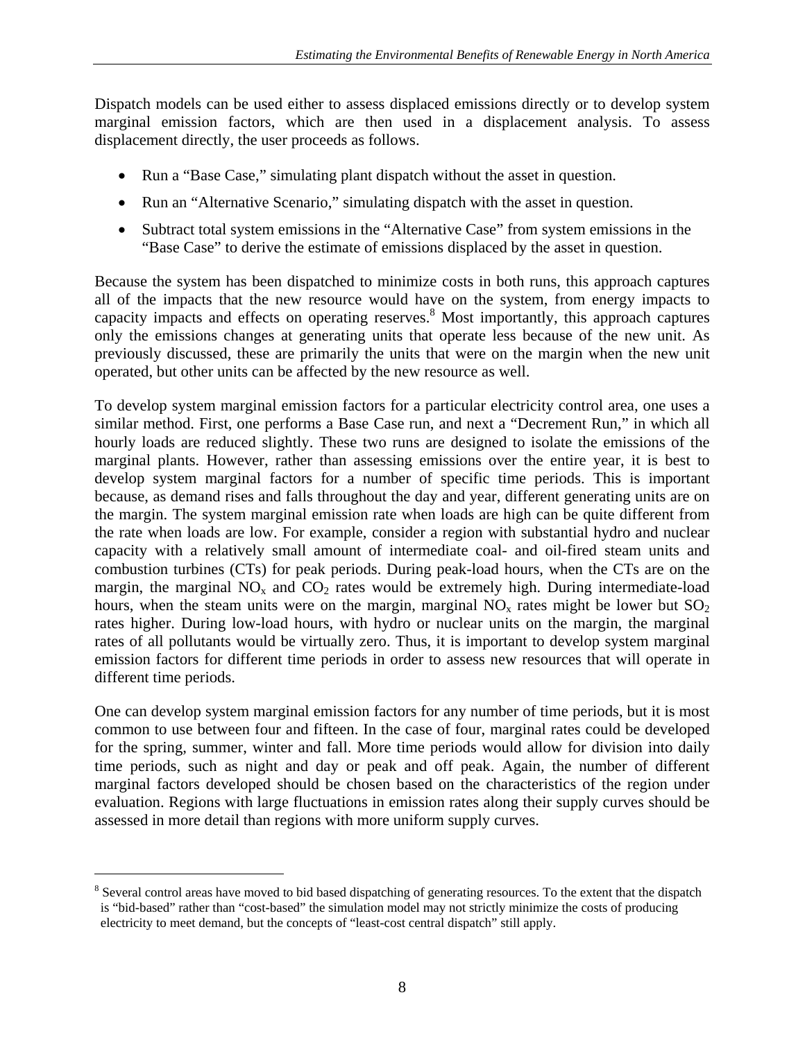Dispatch models can be used either to assess displaced emissions directly or to develop system marginal emission factors, which are then used in a displacement analysis. To assess displacement directly, the user proceeds as follows.

- Run a "Base Case," simulating plant dispatch without the asset in question.
- Run an "Alternative Scenario," simulating dispatch with the asset in question.
- Subtract total system emissions in the "Alternative Case" from system emissions in the "Base Case" to derive the estimate of emissions displaced by the asset in question.

Because the system has been dispatched to minimize costs in both runs, this approach captures all of the impacts that the new resource would have on the system, from energy impacts to capacity impacts and effects on operating reserves.[8] Most importantly, this approach captures only the emissions changes at generating units that operate less because of the new unit. As previously discussed, these are primarily the units that were on the margin when the new unit operated, but other units can be affected by the new resource as well.

To develop system marginal emission factors for a particular electricity control area, one uses a similar method. First, one performs a Base Case run, and next a "Decrement Run," in which all hourly loads are reduced slightly. These two runs are designed to isolate the emissions of the marginal plants. However, rather than assessing emissions over the entire year, it is best to develop system marginal factors for a number of specific time periods. This is important because, as demand rises and falls throughout the day and year, different generating units are on the margin. The system marginal emission rate when loads are high can be quite different from the rate when loads are low. For example, consider a region with substantial hydro and nuclear capacity with a relatively small amount of intermediate coal- and oil-fired steam units and combustion turbines (CTs) for peak periods. During peak-load hours, when the CTs are on the margin, the marginal $NO_x$ and $CO_2$ rates would be extremely high. During intermediate-load hours, when the steam units were on the margin, marginal $NO_x$ rates might be lower but $SO_2$ rates higher. During low-load hours, with hydro or nuclear units on the margin, the marginal rates of all pollutants would be virtually zero. Thus, it is important to develop system marginal emission factors for different time periods in order to assess new resources that will operate in different time periods.

One can develop system marginal emission factors for any number of time periods, but it is most common to use between four and fifteen. In the case of four, marginal rates could be developed for the spring, summer, winter and fall. More time periods would allow for division into daily time periods, such as night and day or peak and off peak. Again, the number of different marginal factors developed should be chosen based on the characteristics of the region under evaluation. Regions with large fluctuations in emission rates along their supply curves should be assessed in more detail than regions with more uniform supply curves.

---

[8] Several control areas have moved to bid based dispatching of generating resources. To the extent that the dispatch is "bid-based" rather than "cost-based" the simulation model may not strictly minimize the costs of producing electricity to meet demand, but the concepts of "least-cost central dispatch" still apply.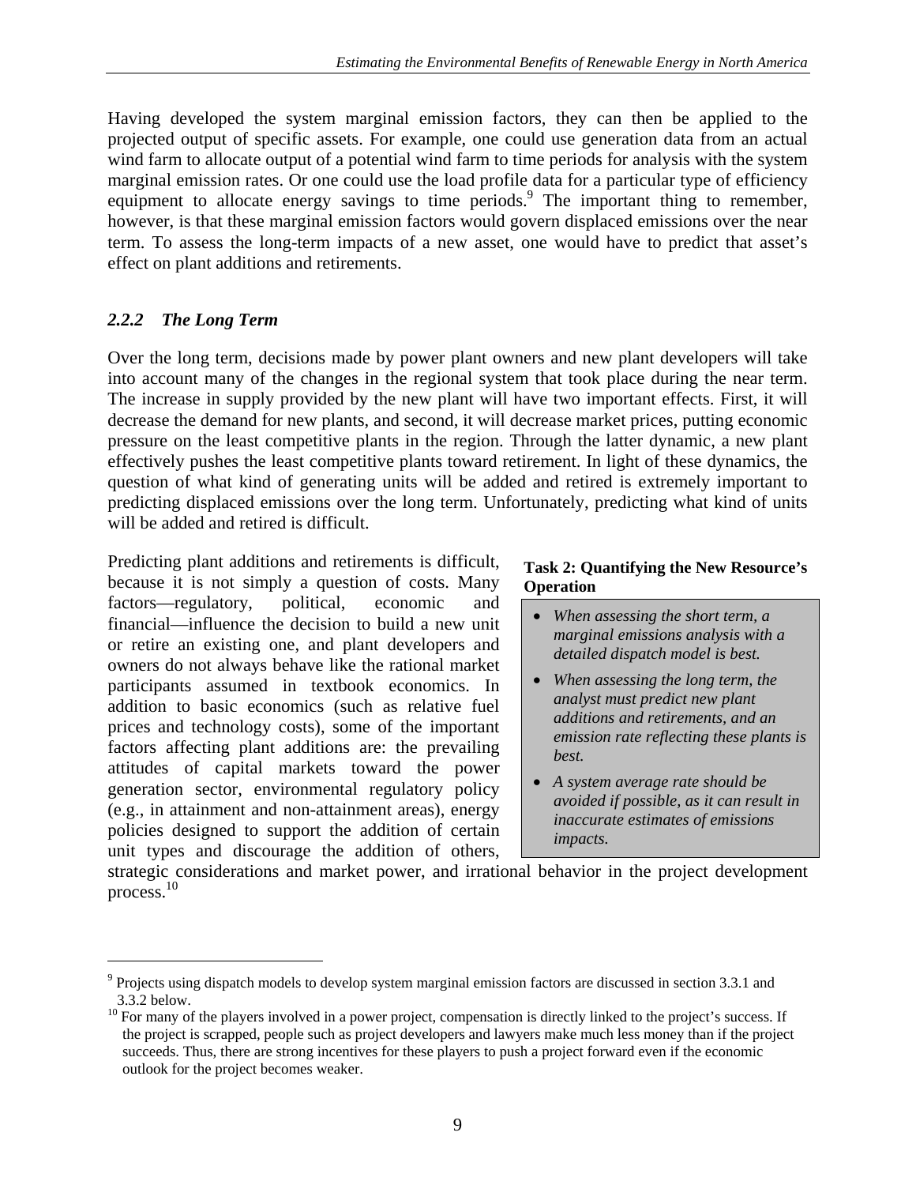Having developed the system marginal emission factors, they can then be applied to the projected output of specific assets. For example, one could use generation data from an actual wind farm to allocate output of a potential wind farm to time periods for analysis with the system marginal emission rates. Or one could use the load profile data for a particular type of efficiency equipment to allocate energy savings to time periods.[9] The important thing to remember, however, is that these marginal emission factors would govern displaced emissions over the near term. To assess the long-term impacts of a new asset, one would have to predict that asset's effect on plant additions and retirements.

### *2.2.2 The Long Term*

Over the long term, decisions made by power plant owners and new plant developers will take into account many of the changes in the regional system that took place during the near term. The increase in supply provided by the new plant will have two important effects. First, it will decrease the demand for new plants, and second, it will decrease market prices, putting economic pressure on the least competitive plants in the region. Through the latter dynamic, a new plant effectively pushes the least competitive plants toward retirement. In light of these dynamics, the question of what kind of generating units will be added and retired is extremely important to predicting displaced emissions over the long term. Unfortunately, predicting what kind of units will be added and retired is difficult.

Predicting plant additions and retirements is difficult, because it is not simply a question of costs. Many factors—regulatory, political, economic and financial—influence the decision to build a new unit or retire an existing one, and plant developers and owners do not always behave like the rational market participants assumed in textbook economics. In addition to basic economics (such as relative fuel prices and technology costs), some of the important factors affecting plant additions are: the prevailing attitudes of capital markets toward the power generation sector, environmental regulatory policy (e.g., in attainment and non-attainment areas), energy policies designed to support the addition of certain unit types and discourage the addition of others, strategic considerations and market power, and irrational behavior in the project development process.[10]

**Task 2: Quantifying the New Resource's Operation**

- *When assessing the short term, a marginal emissions analysis with a detailed dispatch model is best.*
- *When assessing the long term, the analyst must predict new plant additions and retirements, and an emission rate reflecting these plants is best.*
- *A system average rate should be avoided if possible, as it can result in inaccurate estimates of emissions impacts.*

---

[9] Projects using dispatch models to develop system marginal emission factors are discussed in section 3.3.1 and 3.3.2 below.

[10] For many of the players involved in a power project, compensation is directly linked to the project's success. If the project is scrapped, people such as project developers and lawyers make much less money than if the project succeeds. Thus, there are strong incentives for these players to push a project forward even if the economic outlook for the project becomes weaker.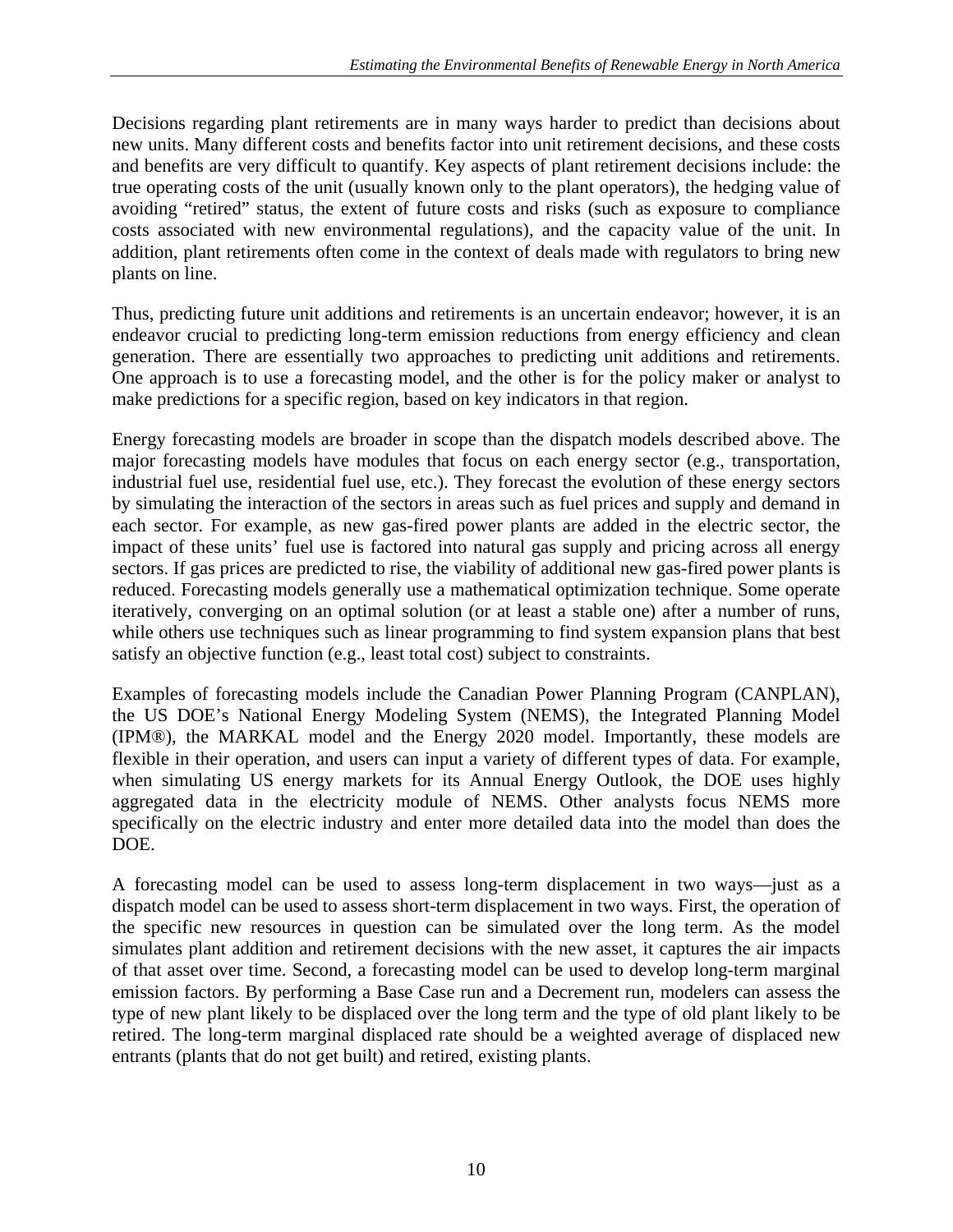Decisions regarding plant retirements are in many ways harder to predict than decisions about new units. Many different costs and benefits factor into unit retirement decisions, and these costs and benefits are very difficult to quantify. Key aspects of plant retirement decisions include: the true operating costs of the unit (usually known only to the plant operators), the hedging value of avoiding "retired" status, the extent of future costs and risks (such as exposure to compliance costs associated with new environmental regulations), and the capacity value of the unit. In addition, plant retirements often come in the context of deals made with regulators to bring new plants on line.

Thus, predicting future unit additions and retirements is an uncertain endeavor; however, it is an endeavor crucial to predicting long-term emission reductions from energy efficiency and clean generation. There are essentially two approaches to predicting unit additions and retirements. One approach is to use a forecasting model, and the other is for the policy maker or analyst to make predictions for a specific region, based on key indicators in that region.

Energy forecasting models are broader in scope than the dispatch models described above. The major forecasting models have modules that focus on each energy sector (e.g., transportation, industrial fuel use, residential fuel use, etc.). They forecast the evolution of these energy sectors by simulating the interaction of the sectors in areas such as fuel prices and supply and demand in each sector. For example, as new gas-fired power plants are added in the electric sector, the impact of these units' fuel use is factored into natural gas supply and pricing across all energy sectors. If gas prices are predicted to rise, the viability of additional new gas-fired power plants is reduced. Forecasting models generally use a mathematical optimization technique. Some operate iteratively, converging on an optimal solution (or at least a stable one) after a number of runs, while others use techniques such as linear programming to find system expansion plans that best satisfy an objective function (e.g., least total cost) subject to constraints.

Examples of forecasting models include the Canadian Power Planning Program (CANPLAN), the US DOE's National Energy Modeling System (NEMS), the Integrated Planning Model (IPM®), the MARKAL model and the Energy 2020 model. Importantly, these models are flexible in their operation, and users can input a variety of different types of data. For example, when simulating US energy markets for its Annual Energy Outlook, the DOE uses highly aggregated data in the electricity module of NEMS. Other analysts focus NEMS more specifically on the electric industry and enter more detailed data into the model than does the DOE.

A forecasting model can be used to assess long-term displacement in two ways—just as a dispatch model can be used to assess short-term displacement in two ways. First, the operation of the specific new resources in question can be simulated over the long term. As the model simulates plant addition and retirement decisions with the new asset, it captures the air impacts of that asset over time. Second, a forecasting model can be used to develop long-term marginal emission factors. By performing a Base Case run and a Decrement run, modelers can assess the type of new plant likely to be displaced over the long term and the type of old plant likely to be retired. The long-term marginal displaced rate should be a weighted average of displaced new entrants (plants that do not get built) and retired, existing plants.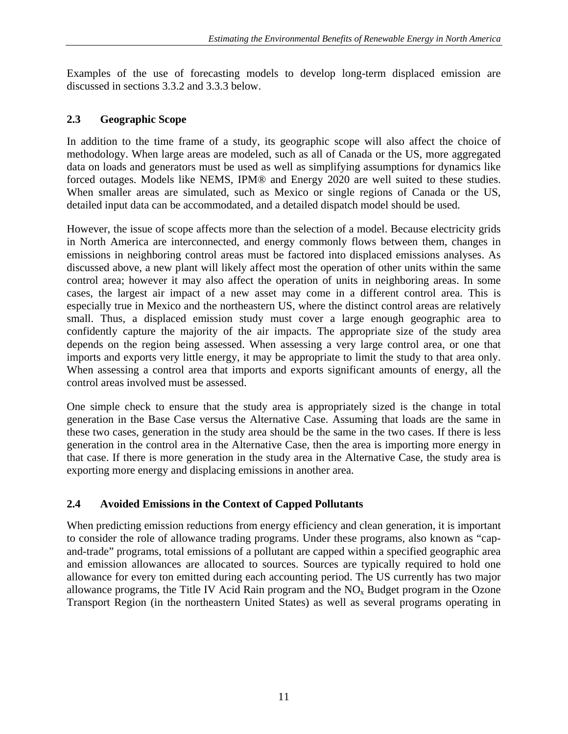Examples of the use of forecasting models to develop long-term displaced emission are discussed in sections 3.3.2 and 3.3.3 below.

## 2.3 Geographic Scope

In addition to the time frame of a study, its geographic scope will also affect the choice of methodology. When large areas are modeled, such as all of Canada or the US, more aggregated data on loads and generators must be used as well as simplifying assumptions for dynamics like forced outages. Models like NEMS, IPM® and Energy 2020 are well suited to these studies. When smaller areas are simulated, such as Mexico or single regions of Canada or the US, detailed input data can be accommodated, and a detailed dispatch model should be used.

However, the issue of scope affects more than the selection of a model. Because electricity grids in North America are interconnected, and energy commonly flows between them, changes in emissions in neighboring control areas must be factored into displaced emissions analyses. As discussed above, a new plant will likely affect most the operation of other units within the same control area; however it may also affect the operation of units in neighboring areas. In some cases, the largest air impact of a new asset may come in a different control area. This is especially true in Mexico and the northeastern US, where the distinct control areas are relatively small. Thus, a displaced emission study must cover a large enough geographic area to confidently capture the majority of the air impacts. The appropriate size of the study area depends on the region being assessed. When assessing a very large control area, or one that imports and exports very little energy, it may be appropriate to limit the study to that area only. When assessing a control area that imports and exports significant amounts of energy, all the control areas involved must be assessed.

One simple check to ensure that the study area is appropriately sized is the change in total generation in the Base Case versus the Alternative Case. Assuming that loads are the same in these two cases, generation in the study area should be the same in the two cases. If there is less generation in the control area in the Alternative Case, then the area is importing more energy in that case. If there is more generation in the study area in the Alternative Case, the study area is exporting more energy and displacing emissions in another area.

## 2.4 Avoided Emissions in the Context of Capped Pollutants

When predicting emission reductions from energy efficiency and clean generation, it is important to consider the role of allowance trading programs. Under these programs, also known as "cap-and-trade" programs, total emissions of a pollutant are capped within a specified geographic area and emission allowances are allocated to sources. Sources are typically required to hold one allowance for every ton emitted during each accounting period. The US currently has two major allowance programs, the Title IV Acid Rain program and the $NO_x$ Budget program in the Ozone Transport Region (in the northeastern United States) as well as several programs operating in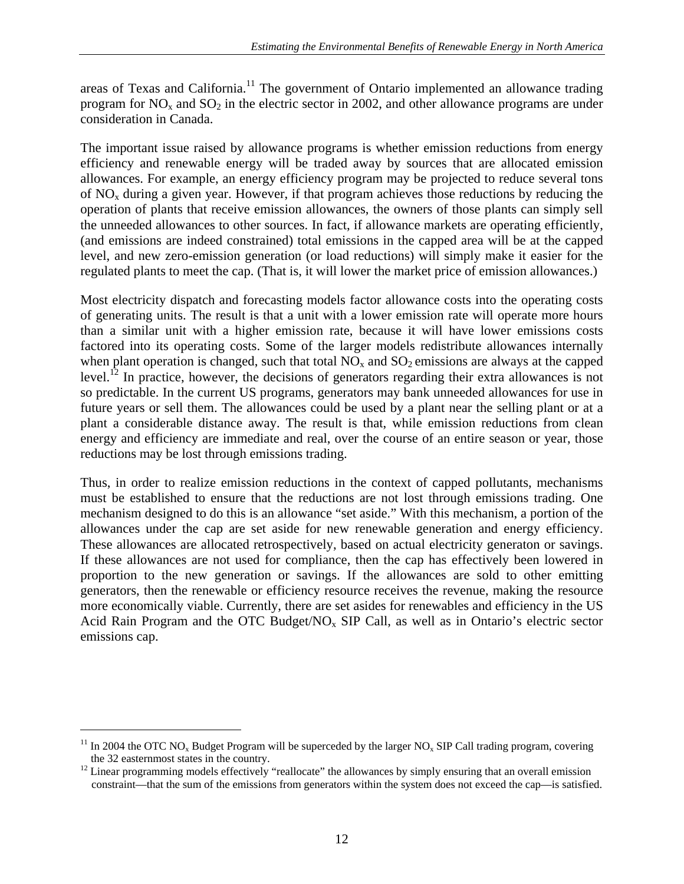areas of Texas and California.[11] The government of Ontario implemented an allowance trading program for $NO_x$ and $SO_2$ in the electric sector in 2002, and other allowance programs are under consideration in Canada.

The important issue raised by allowance programs is whether emission reductions from energy efficiency and renewable energy will be traded away by sources that are allocated emission allowances. For example, an energy efficiency program may be projected to reduce several tons of $NO_x$ during a given year. However, if that program achieves those reductions by reducing the operation of plants that receive emission allowances, the owners of those plants can simply sell the unneeded allowances to other sources. In fact, if allowance markets are operating efficiently, (and emissions are indeed constrained) total emissions in the capped area will be at the capped level, and new zero-emission generation (or load reductions) will simply make it easier for the regulated plants to meet the cap. (That is, it will lower the market price of emission allowances.)

Most electricity dispatch and forecasting models factor allowance costs into the operating costs of generating units. The result is that a unit with a lower emission rate will operate more hours than a similar unit with a higher emission rate, because it will have lower emissions costs factored into its operating costs. Some of the larger models redistribute allowances internally when plant operation is changed, such that total $NO_x$ and $SO_2$ emissions are always at the capped level.[12] In practice, however, the decisions of generators regarding their extra allowances is not so predictable. In the current US programs, generators may bank unneeded allowances for use in future years or sell them. The allowances could be used by a plant near the selling plant or at a plant a considerable distance away. The result is that, while emission reductions from clean energy and efficiency are immediate and real, over the course of an entire season or year, those reductions may be lost through emissions trading.

Thus, in order to realize emission reductions in the context of capped pollutants, mechanisms must be established to ensure that the reductions are not lost through emissions trading. One mechanism designed to do this is an allowance "set aside." With this mechanism, a portion of the allowances under the cap are set aside for new renewable generation and energy efficiency. These allowances are allocated retrospectively, based on actual electricity generaton or savings. If these allowances are not used for compliance, then the cap has effectively been lowered in proportion to the new generation or savings. If the allowances are sold to other emitting generators, then the renewable or efficiency resource receives the revenue, making the resource more economically viable. Currently, there are set asides for renewables and efficiency in the US Acid Rain Program and the OTC Budget/$NO_x$ SIP Call, as well as in Ontario's electric sector emissions cap.

---

[11] In 2004 the OTC $NO_x$ Budget Program will be superceded by the larger $NO_x$ SIP Call trading program, covering the 32 easternmost states in the country.

[12] Linear programming models effectively "reallocate" the allowances by simply ensuring that an overall emission constraint—that the sum of the emissions from generators within the system does not exceed the cap—is satisfied.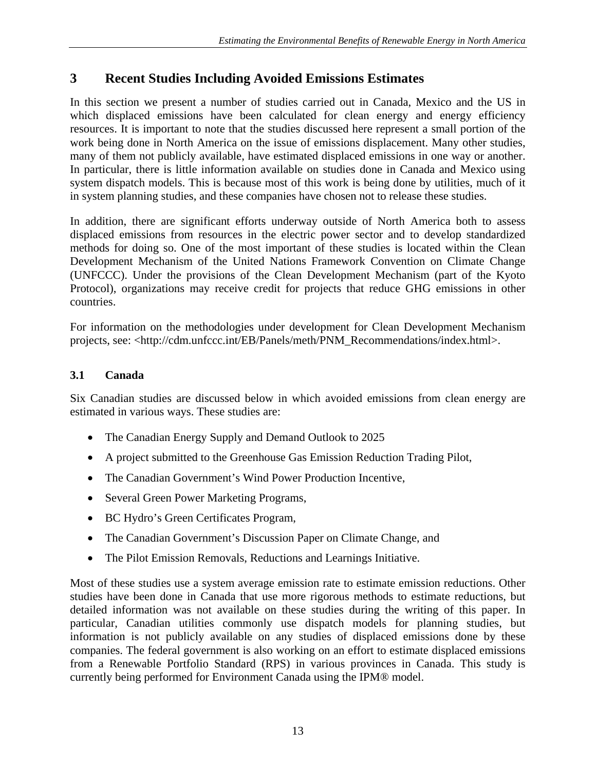## 3 Recent Studies Including Avoided Emissions Estimates

In this section we present a number of studies carried out in Canada, Mexico and the US in which displaced emissions have been calculated for clean energy and energy efficiency resources. It is important to note that the studies discussed here represent a small portion of the work being done in North America on the issue of emissions displacement. Many other studies, many of them not publicly available, have estimated displaced emissions in one way or another. In particular, there is little information available on studies done in Canada and Mexico using system dispatch models. This is because most of this work is being done by utilities, much of it in system planning studies, and these companies have chosen not to release these studies.

In addition, there are significant efforts underway outside of North America both to assess displaced emissions from resources in the electric power sector and to develop standardized methods for doing so. One of the most important of these studies is located within the Clean Development Mechanism of the United Nations Framework Convention on Climate Change (UNFCCC). Under the provisions of the Clean Development Mechanism (part of the Kyoto Protocol), organizations may receive credit for projects that reduce GHG emissions in other countries.

For information on the methodologies under development for Clean Development Mechanism projects, see: <http://cdm.unfccc.int/EB/Panels/meth/PNM_Recommendations/index.html>.

### 3.1 Canada

Six Canadian studies are discussed below in which avoided emissions from clean energy are estimated in various ways. These studies are:

- The Canadian Energy Supply and Demand Outlook to 2025
- A project submitted to the Greenhouse Gas Emission Reduction Trading Pilot,
- The Canadian Government's Wind Power Production Incentive,
- Several Green Power Marketing Programs,
- BC Hydro's Green Certificates Program,
- The Canadian Government's Discussion Paper on Climate Change, and
- The Pilot Emission Removals, Reductions and Learnings Initiative.

Most of these studies use a system average emission rate to estimate emission reductions. Other studies have been done in Canada that use more rigorous methods to estimate reductions, but detailed information was not available on these studies during the writing of this paper. In particular, Canadian utilities commonly use dispatch models for planning studies, but information is not publicly available on any studies of displaced emissions done by these companies. The federal government is also working on an effort to estimate displaced emissions from a Renewable Portfolio Standard (RPS) in various provinces in Canada. This study is currently being performed for Environment Canada using the IPM® model.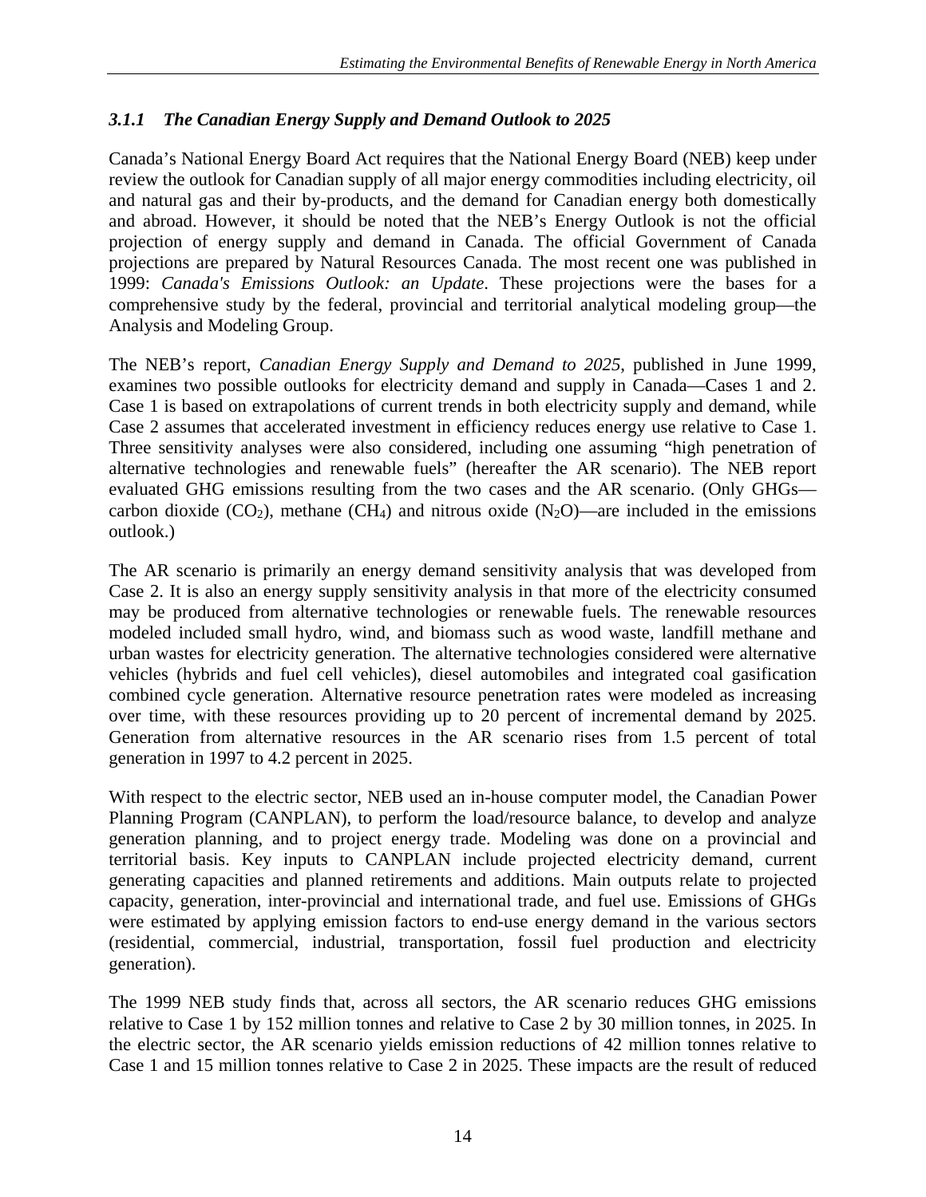### *3.1.1 The Canadian Energy Supply and Demand Outlook to 2025*

Canada's National Energy Board Act requires that the National Energy Board (NEB) keep under review the outlook for Canadian supply of all major energy commodities including electricity, oil and natural gas and their by-products, and the demand for Canadian energy both domestically and abroad. However, it should be noted that the NEB's Energy Outlook is not the official projection of energy supply and demand in Canada. The official Government of Canada projections are prepared by Natural Resources Canada. The most recent one was published in 1999: *Canada's Emissions Outlook: an Update*. These projections were the bases for a comprehensive study by the federal, provincial and territorial analytical modeling group—the Analysis and Modeling Group.

The NEB's report, *Canadian Energy Supply and Demand to 2025*, published in June 1999, examines two possible outlooks for electricity demand and supply in Canada—Cases 1 and 2. Case 1 is based on extrapolations of current trends in both electricity supply and demand, while Case 2 assumes that accelerated investment in efficiency reduces energy use relative to Case 1. Three sensitivity analyses were also considered, including one assuming "high penetration of alternative technologies and renewable fuels" (hereafter the AR scenario). The NEB report evaluated GHG emissions resulting from the two cases and the AR scenario. (Only GHGs—carbon dioxide ($CO_2$), methane ($CH_4$) and nitrous oxide ($N_2O$)—are included in the emissions outlook.)

The AR scenario is primarily an energy demand sensitivity analysis that was developed from Case 2. It is also an energy supply sensitivity analysis in that more of the electricity consumed may be produced from alternative technologies or renewable fuels. The renewable resources modeled included small hydro, wind, and biomass such as wood waste, landfill methane and urban wastes for electricity generation. The alternative technologies considered were alternative vehicles (hybrids and fuel cell vehicles), diesel automobiles and integrated coal gasification combined cycle generation. Alternative resource penetration rates were modeled as increasing over time, with these resources providing up to 20 percent of incremental demand by 2025. Generation from alternative resources in the AR scenario rises from 1.5 percent of total generation in 1997 to 4.2 percent in 2025.

With respect to the electric sector, NEB used an in-house computer model, the Canadian Power Planning Program (CANPLAN), to perform the load/resource balance, to develop and analyze generation planning, and to project energy trade. Modeling was done on a provincial and territorial basis. Key inputs to CANPLAN include projected electricity demand, current generating capacities and planned retirements and additions. Main outputs relate to projected capacity, generation, inter-provincial and international trade, and fuel use. Emissions of GHGs were estimated by applying emission factors to end-use energy demand in the various sectors (residential, commercial, industrial, transportation, fossil fuel production and electricity generation).

The 1999 NEB study finds that, across all sectors, the AR scenario reduces GHG emissions relative to Case 1 by 152 million tonnes and relative to Case 2 by 30 million tonnes, in 2025. In the electric sector, the AR scenario yields emission reductions of 42 million tonnes relative to Case 1 and 15 million tonnes relative to Case 2 in 2025. These impacts are the result of reduced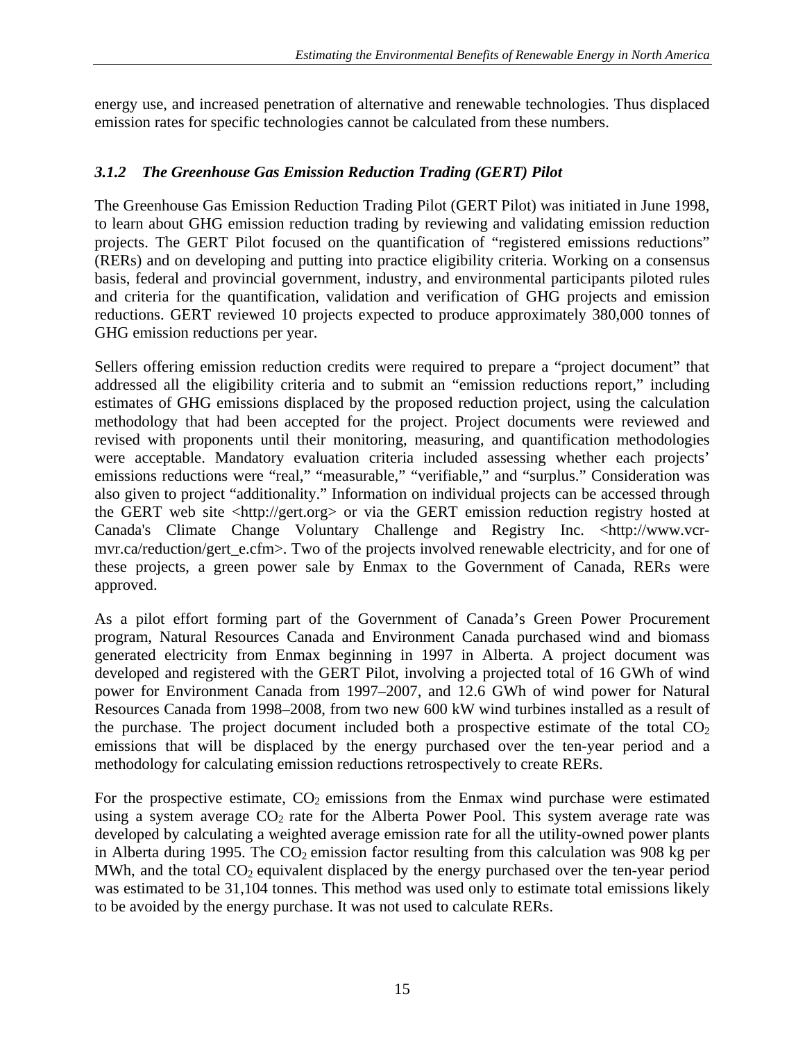energy use, and increased penetration of alternative and renewable technologies. Thus displaced emission rates for specific technologies cannot be calculated from these numbers.

### *3.1.2 The Greenhouse Gas Emission Reduction Trading (GERT) Pilot*

The Greenhouse Gas Emission Reduction Trading Pilot (GERT Pilot) was initiated in June 1998, to learn about GHG emission reduction trading by reviewing and validating emission reduction projects. The GERT Pilot focused on the quantification of "registered emissions reductions" (RERs) and on developing and putting into practice eligibility criteria. Working on a consensus basis, federal and provincial government, industry, and environmental participants piloted rules and criteria for the quantification, validation and verification of GHG projects and emission reductions. GERT reviewed 10 projects expected to produce approximately 380,000 tonnes of GHG emission reductions per year.

Sellers offering emission reduction credits were required to prepare a "project document" that addressed all the eligibility criteria and to submit an "emission reductions report," including estimates of GHG emissions displaced by the proposed reduction project, using the calculation methodology that had been accepted for the project. Project documents were reviewed and revised with proponents until their monitoring, measuring, and quantification methodologies were acceptable. Mandatory evaluation criteria included assessing whether each projects' emissions reductions were "real," "measurable," "verifiable," and "surplus." Consideration was also given to project "additionality." Information on individual projects can be accessed through the GERT web site <http://gert.org> or via the GERT emission reduction registry hosted at Canada's Climate Change Voluntary Challenge and Registry Inc. <http://www.vcr-mvr.ca/reduction/gert_e.cfm>. Two of the projects involved renewable electricity, and for one of these projects, a green power sale by Enmax to the Government of Canada, RERs were approved.

As a pilot effort forming part of the Government of Canada's Green Power Procurement program, Natural Resources Canada and Environment Canada purchased wind and biomass generated electricity from Enmax beginning in 1997 in Alberta. A project document was developed and registered with the GERT Pilot, involving a projected total of 16 GWh of wind power for Environment Canada from 1997–2007, and 12.6 GWh of wind power for Natural Resources Canada from 1998–2008, from two new 600 kW wind turbines installed as a result of the purchase. The project document included both a prospective estimate of the total $CO_2$ emissions that will be displaced by the energy purchased over the ten-year period and a methodology for calculating emission reductions retrospectively to create RERs.

For the prospective estimate, $CO_2$ emissions from the Enmax wind purchase were estimated using a system average $CO_2$ rate for the Alberta Power Pool. This system average rate was developed by calculating a weighted average emission rate for all the utility-owned power plants in Alberta during 1995. The $CO_2$ emission factor resulting from this calculation was 908 kg per MWh, and the total $CO_2$ equivalent displaced by the energy purchased over the ten-year period was estimated to be 31,104 tonnes. This method was used only to estimate total emissions likely to be avoided by the energy purchase. It was not used to calculate RERs.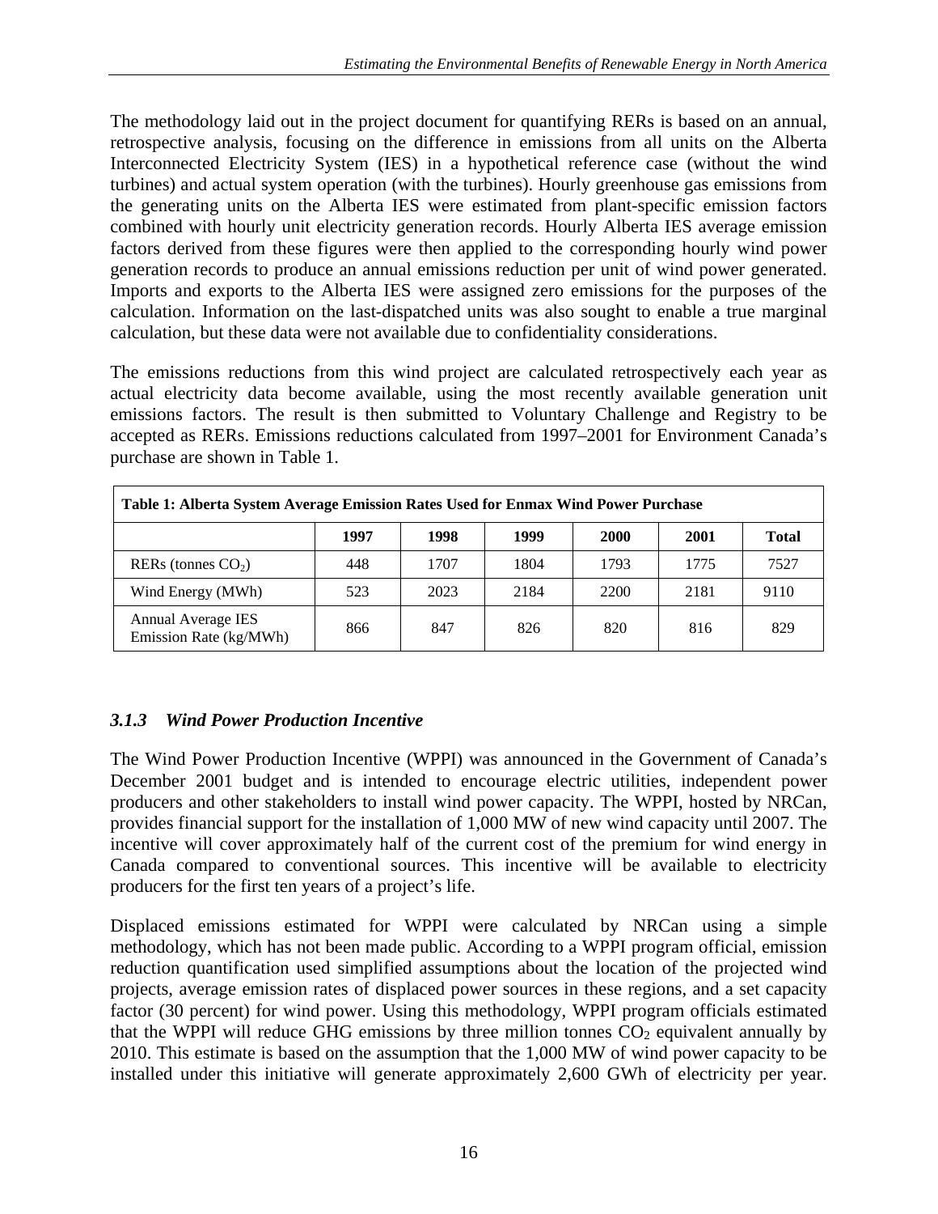The methodology laid out in the project document for quantifying RERs is based on an annual, retrospective analysis, focusing on the difference in emissions from all units on the Alberta Interconnected Electricity System (IES) in a hypothetical reference case (without the wind turbines) and actual system operation (with the turbines). Hourly greenhouse gas emissions from the generating units on the Alberta IES were estimated from plant-specific emission factors combined with hourly unit electricity generation records. Hourly Alberta IES average emission factors derived from these figures were then applied to the corresponding hourly wind power generation records to produce an annual emissions reduction per unit of wind power generated. Imports and exports to the Alberta IES were assigned zero emissions for the purposes of the calculation. Information on the last-dispatched units was also sought to enable a true marginal calculation, but these data were not available due to confidentiality considerations.

The emissions reductions from this wind project are calculated retrospectively each year as actual electricity data become available, using the most recently available generation unit emissions factors. The result is then submitted to Voluntary Challenge and Registry to be accepted as RERs. Emissions reductions calculated from 1997–2001 for Environment Canada's purchase are shown in Table 1.

**Table 1: Alberta System Average Emission Rates Used for Enmax Wind Power Purchase**

| | 1997 | 1998 | 1999 | 2000 | 2001 | Total |
|---|---|---|---|---|---|---|
| RERs (tonnes $CO_2$) | 448 | 1707 | 1804 | 1793 | 1775 | 7527 |
| Wind Energy (MWh) | 523 | 2023 | 2184 | 2200 | 2181 | 9110 |
| Annual Average IES Emission Rate (kg/MWh) | 866 | 847 | 826 | 820 | 816 | 829 |

### *3.1.3 Wind Power Production Incentive*

The Wind Power Production Incentive (WPPI) was announced in the Government of Canada's December 2001 budget and is intended to encourage electric utilities, independent power producers and other stakeholders to install wind power capacity. The WPPI, hosted by NRCan, provides financial support for the installation of 1,000 MW of new wind capacity until 2007. The incentive will cover approximately half of the current cost of the premium for wind energy in Canada compared to conventional sources. This incentive will be available to electricity producers for the first ten years of a project's life.

Displaced emissions estimated for WPPI were calculated by NRCan using a simple methodology, which has not been made public. According to a WPPI program official, emission reduction quantification used simplified assumptions about the location of the projected wind projects, average emission rates of displaced power sources in these regions, and a set capacity factor (30 percent) for wind power. Using this methodology, WPPI program officials estimated that the WPPI will reduce GHG emissions by three million tonnes $CO_2$ equivalent annually by 2010. This estimate is based on the assumption that the 1,000 MW of wind power capacity to be installed under this initiative will generate approximately 2,600 GWh of electricity per year.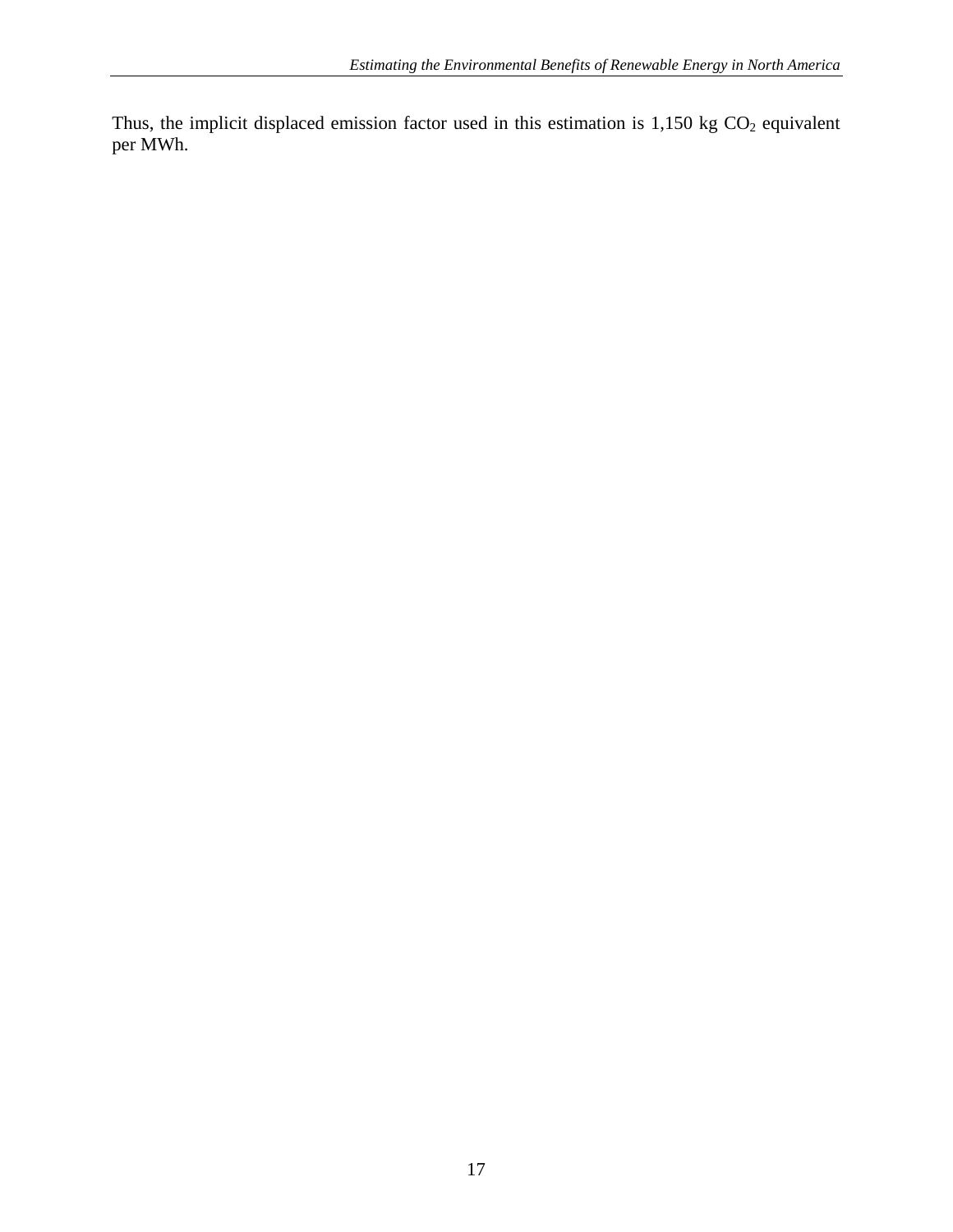Thus, the implicit displaced emission factor used in this estimation is 1,150 kg $CO_2$ equivalent per MWh.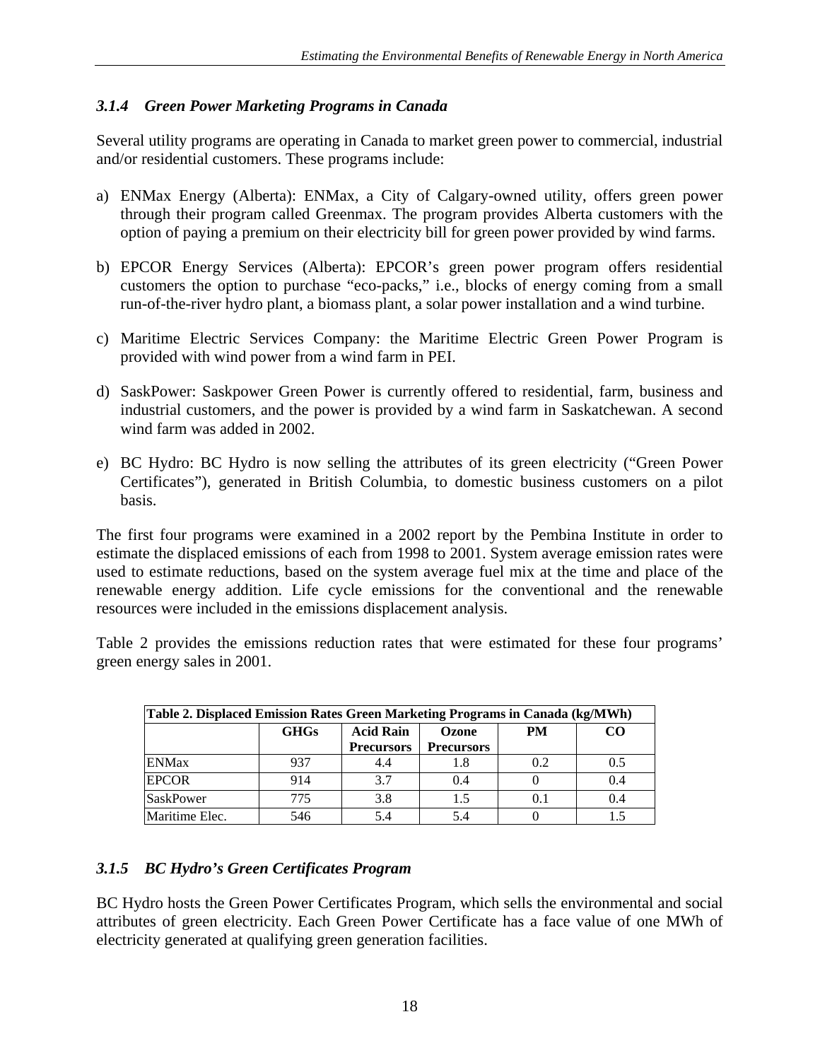### *3.1.4 Green Power Marketing Programs in Canada*

Several utility programs are operating in Canada to market green power to commercial, industrial and/or residential customers. These programs include:

a) ENMax Energy (Alberta): ENMax, a City of Calgary-owned utility, offers green power through their program called Greenmax. The program provides Alberta customers with the option of paying a premium on their electricity bill for green power provided by wind farms.

b) EPCOR Energy Services (Alberta): EPCOR's green power program offers residential customers the option to purchase "eco-packs," i.e., blocks of energy coming from a small run-of-the-river hydro plant, a biomass plant, a solar power installation and a wind turbine.

c) Maritime Electric Services Company: the Maritime Electric Green Power Program is provided with wind power from a wind farm in PEI.

d) SaskPower: Saskpower Green Power is currently offered to residential, farm, business and industrial customers, and the power is provided by a wind farm in Saskatchewan. A second wind farm was added in 2002.

e) BC Hydro: BC Hydro is now selling the attributes of its green electricity ("Green Power Certificates"), generated in British Columbia, to domestic business customers on a pilot basis.

The first four programs were examined in a 2002 report by the Pembina Institute in order to estimate the displaced emissions of each from 1998 to 2001. System average emission rates were used to estimate reductions, based on the system average fuel mix at the time and place of the renewable energy addition. Life cycle emissions for the conventional and the renewable resources were included in the emissions displacement analysis.

Table 2 provides the emissions reduction rates that were estimated for these four programs' green energy sales in 2001.

**Table 2. Displaced Emission Rates Green Marketing Programs in Canada (kg/MWh)**

| | GHGs | Acid Rain Precursors | Ozone Precursors | PM | CO |
|---|---|---|---|---|---|
| ENMax | 937 | 4.4 | 1.8 | 0.2 | 0.5 |
| EPCOR | 914 | 3.7 | 0.4 | 0 | 0.4 |
| SaskPower | 775 | 3.8 | 1.5 | 0.1 | 0.4 |
| Maritime Elec. | 546 | 5.4 | 5.4 | 0 | 1.5 |

### *3.1.5 BC Hydro's Green Certificates Program*

BC Hydro hosts the Green Power Certificates Program, which sells the environmental and social attributes of green electricity. Each Green Power Certificate has a face value of one MWh of electricity generated at qualifying green generation facilities.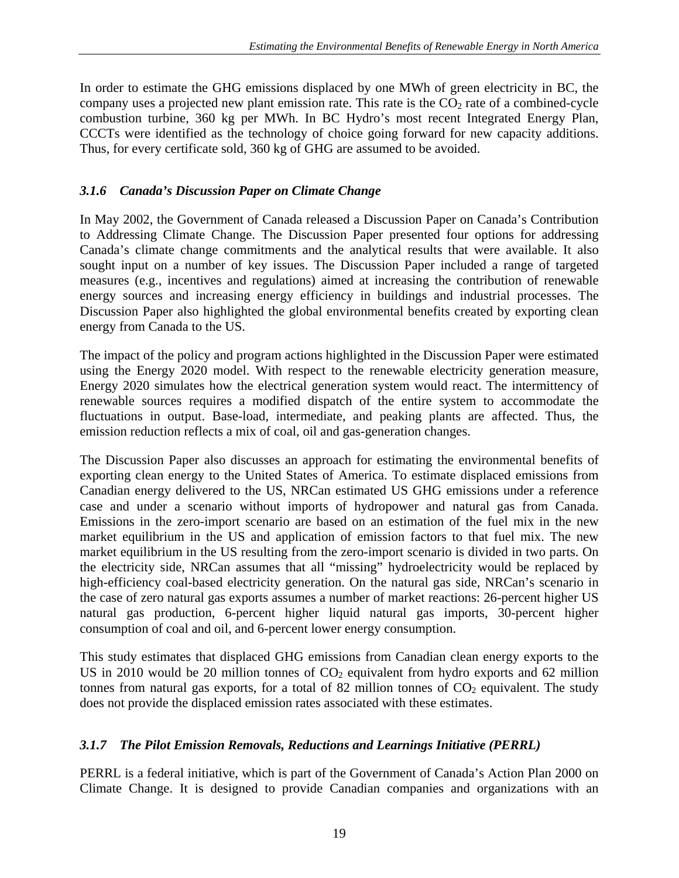In order to estimate the GHG emissions displaced by one MWh of green electricity in BC, the company uses a projected new plant emission rate. This rate is the $CO_2$ rate of a combined-cycle combustion turbine, 360 kg per MWh. In BC Hydro's most recent Integrated Energy Plan, CCCTs were identified as the technology of choice going forward for new capacity additions. Thus, for every certificate sold, 360 kg of GHG are assumed to be avoided.

### *3.1.6 Canada's Discussion Paper on Climate Change*

In May 2002, the Government of Canada released a Discussion Paper on Canada's Contribution to Addressing Climate Change. The Discussion Paper presented four options for addressing Canada's climate change commitments and the analytical results that were available. It also sought input on a number of key issues. The Discussion Paper included a range of targeted measures (e.g., incentives and regulations) aimed at increasing the contribution of renewable energy sources and increasing energy efficiency in buildings and industrial processes. The Discussion Paper also highlighted the global environmental benefits created by exporting clean energy from Canada to the US.

The impact of the policy and program actions highlighted in the Discussion Paper were estimated using the Energy 2020 model. With respect to the renewable electricity generation measure, Energy 2020 simulates how the electrical generation system would react. The intermittency of renewable sources requires a modified dispatch of the entire system to accommodate the fluctuations in output. Base-load, intermediate, and peaking plants are affected. Thus, the emission reduction reflects a mix of coal, oil and gas-generation changes.

The Discussion Paper also discusses an approach for estimating the environmental benefits of exporting clean energy to the United States of America. To estimate displaced emissions from Canadian energy delivered to the US, NRCan estimated US GHG emissions under a reference case and under a scenario without imports of hydropower and natural gas from Canada. Emissions in the zero-import scenario are based on an estimation of the fuel mix in the new market equilibrium in the US and application of emission factors to that fuel mix. The new market equilibrium in the US resulting from the zero-import scenario is divided in two parts. On the electricity side, NRCan assumes that all "missing" hydroelectricity would be replaced by high-efficiency coal-based electricity generation. On the natural gas side, NRCan's scenario in the case of zero natural gas exports assumes a number of market reactions: 26-percent higher US natural gas production, 6-percent higher liquid natural gas imports, 30-percent higher consumption of coal and oil, and 6-percent lower energy consumption.

This study estimates that displaced GHG emissions from Canadian clean energy exports to the US in 2010 would be 20 million tonnes of $CO_2$ equivalent from hydro exports and 62 million tonnes from natural gas exports, for a total of 82 million tonnes of $CO_2$ equivalent. The study does not provide the displaced emission rates associated with these estimates.

### *3.1.7 The Pilot Emission Removals, Reductions and Learnings Initiative (PERRL)*

PERRL is a federal initiative, which is part of the Government of Canada's Action Plan 2000 on Climate Change. It is designed to provide Canadian companies and organizations with an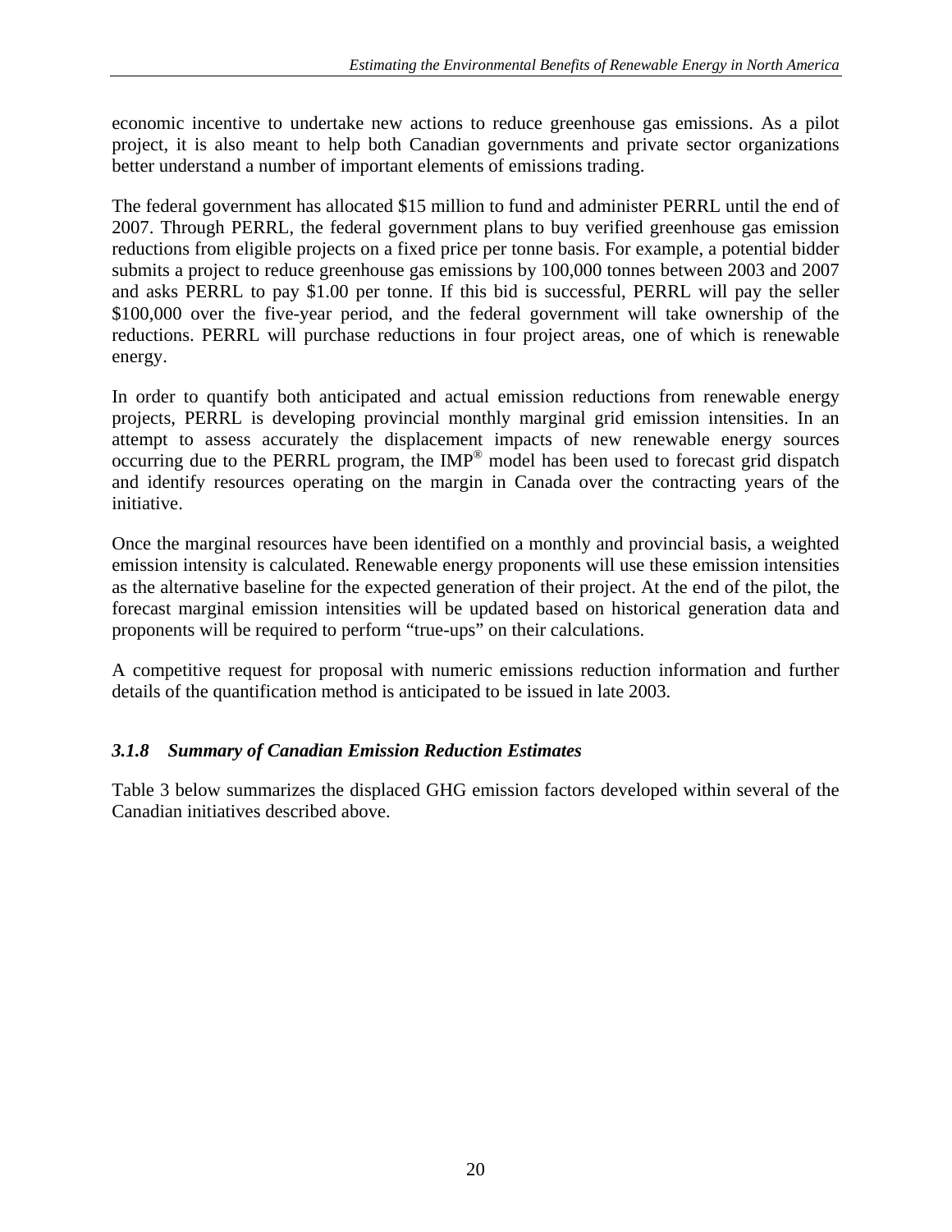economic incentive to undertake new actions to reduce greenhouse gas emissions. As a pilot project, it is also meant to help both Canadian governments and private sector organizations better understand a number of important elements of emissions trading.

The federal government has allocated $15 million to fund and administer PERRL until the end of 2007. Through PERRL, the federal government plans to buy verified greenhouse gas emission reductions from eligible projects on a fixed price per tonne basis. For example, a potential bidder submits a project to reduce greenhouse gas emissions by 100,000 tonnes between 2003 and 2007 and asks PERRL to pay $1.00 per tonne. If this bid is successful, PERRL will pay the seller $100,000 over the five-year period, and the federal government will take ownership of the reductions. PERRL will purchase reductions in four project areas, one of which is renewable energy.

In order to quantify both anticipated and actual emission reductions from renewable energy projects, PERRL is developing provincial monthly marginal grid emission intensities. In an attempt to assess accurately the displacement impacts of new renewable energy sources occurring due to the PERRL program, the IMP® model has been used to forecast grid dispatch and identify resources operating on the margin in Canada over the contracting years of the initiative.

Once the marginal resources have been identified on a monthly and provincial basis, a weighted emission intensity is calculated. Renewable energy proponents will use these emission intensities as the alternative baseline for the expected generation of their project. At the end of the pilot, the forecast marginal emission intensities will be updated based on historical generation data and proponents will be required to perform "true-ups" on their calculations.

A competitive request for proposal with numeric emissions reduction information and further details of the quantification method is anticipated to be issued in late 2003.

### *3.1.8 Summary of Canadian Emission Reduction Estimates*

Table 3 below summarizes the displaced GHG emission factors developed within several of the Canadian initiatives described above.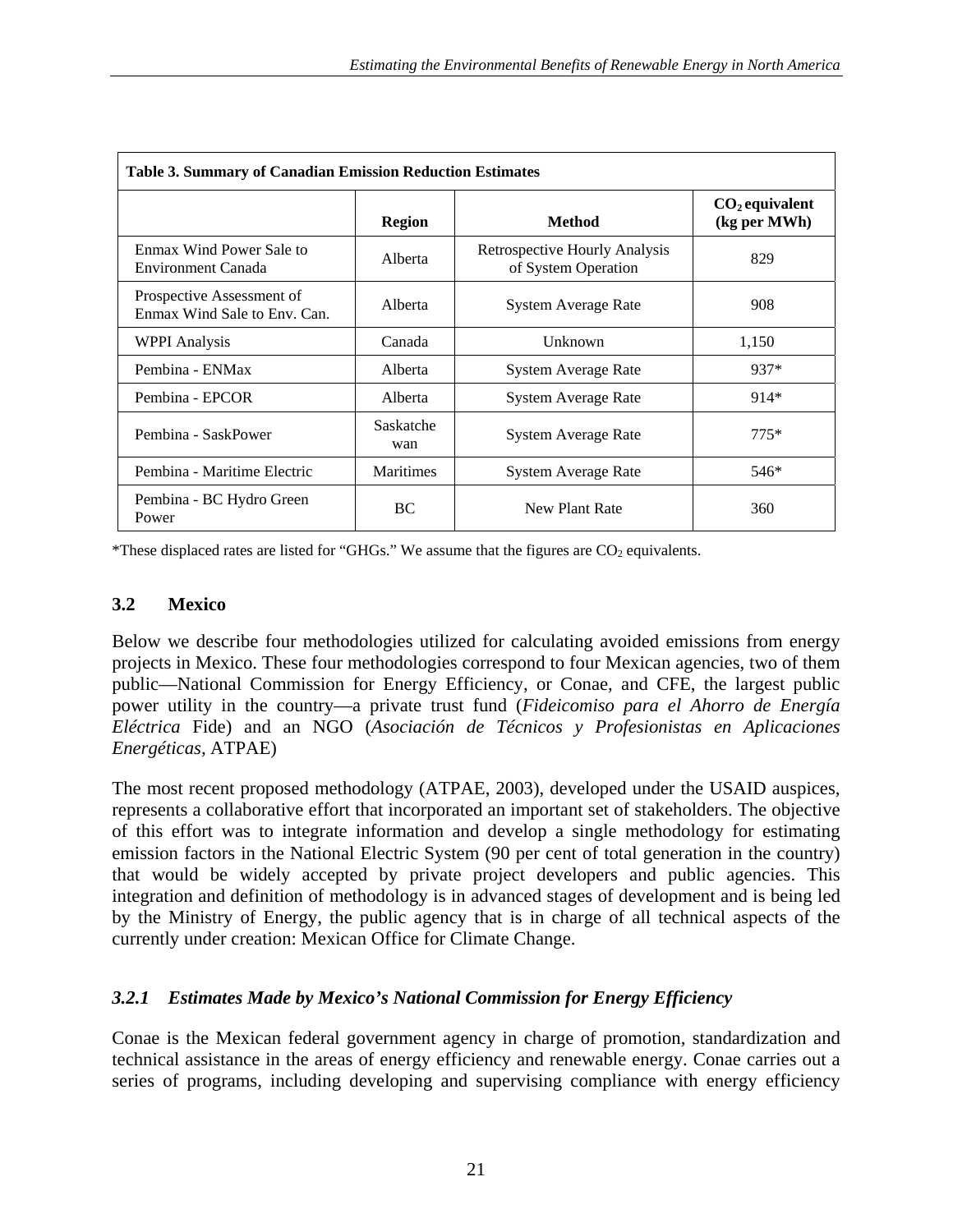**Table 3. Summary of Canadian Emission Reduction Estimates**

| | Region | Method | $CO_2$ equivalent (kg per MWh) |
|---|---|---|---|
| Enmax Wind Power Sale to Environment Canada | Alberta | Retrospective Hourly Analysis of System Operation | 829 |
| Prospective Assessment of Enmax Wind Sale to Env. Can. | Alberta | System Average Rate | 908 |
| WPPI Analysis | Canada | Unknown | 1,150 |
| Pembina - ENMax | Alberta | System Average Rate | 937* |
| Pembina - EPCOR | Alberta | System Average Rate | 914* |
| Pembina - SaskPower | Saskatchewan | System Average Rate | 775* |
| Pembina - Maritime Electric | Maritimes | System Average Rate | 546* |
| Pembina - BC Hydro Green Power | BC | New Plant Rate | 360 |

*These displaced rates are listed for "GHGs." We assume that the figures are $CO_2$ equivalents.

## 3.2 Mexico

Below we describe four methodologies utilized for calculating avoided emissions from energy projects in Mexico. These four methodologies correspond to four Mexican agencies, two of them public—National Commission for Energy Efficiency, or Conae, and CFE, the largest public power utility in the country—a private trust fund (*Fideicomiso para el Ahorro de Energía Eléctrica* Fide) and an NGO (*Asociación de Técnicos y Profesionistas en Aplicaciones Energéticas*, ATPAE)

The most recent proposed methodology (ATPAE, 2003), developed under the USAID auspices, represents a collaborative effort that incorporated an important set of stakeholders. The objective of this effort was to integrate information and develop a single methodology for estimating emission factors in the National Electric System (90 per cent of total generation in the country) that would be widely accepted by private project developers and public agencies. This integration and definition of methodology is in advanced stages of development and is being led by the Ministry of Energy, the public agency that is in charge of all technical aspects of the currently under creation: Mexican Office for Climate Change.

### *3.2.1 Estimates Made by Mexico's National Commission for Energy Efficiency*

Conae is the Mexican federal government agency in charge of promotion, standardization and technical assistance in the areas of energy efficiency and renewable energy. Conae carries out a series of programs, including developing and supervising compliance with energy efficiency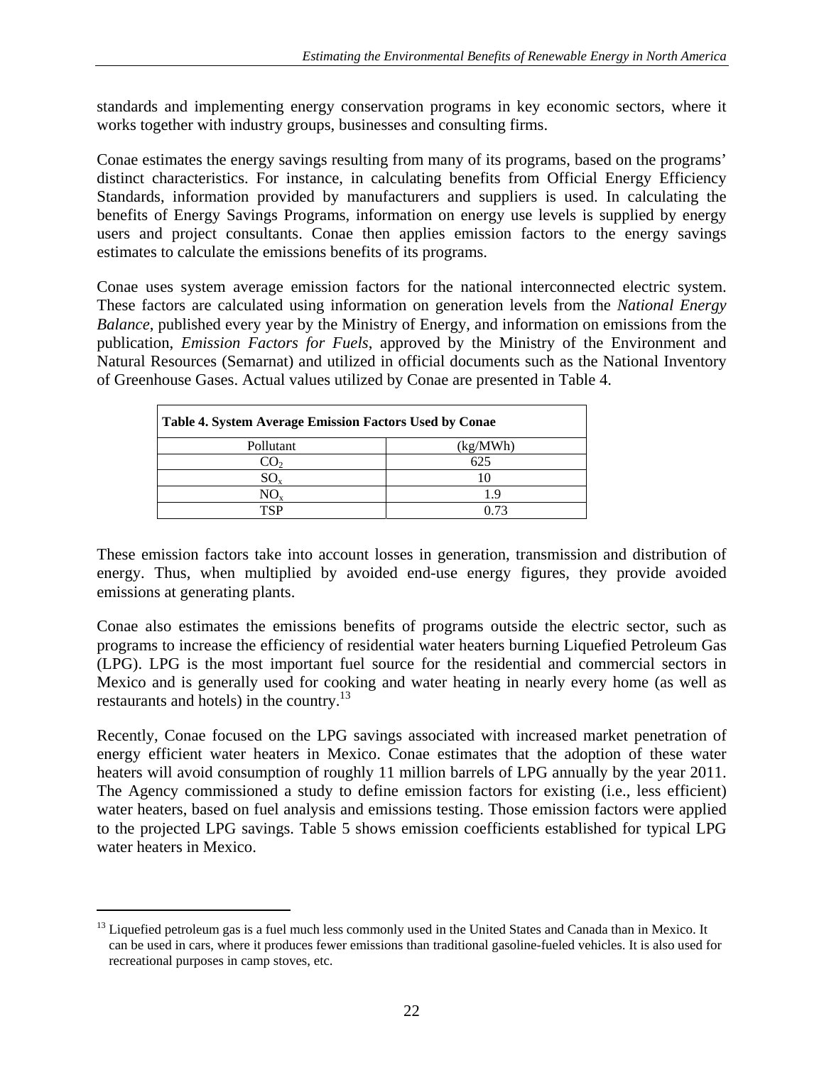standards and implementing energy conservation programs in key economic sectors, where it works together with industry groups, businesses and consulting firms.

Conae estimates the energy savings resulting from many of its programs, based on the programs' distinct characteristics. For instance, in calculating benefits from Official Energy Efficiency Standards, information provided by manufacturers and suppliers is used. In calculating the benefits of Energy Savings Programs, information on energy use levels is supplied by energy users and project consultants. Conae then applies emission factors to the energy savings estimates to calculate the emissions benefits of its programs.

Conae uses system average emission factors for the national interconnected electric system. These factors are calculated using information on generation levels from the *National Energy Balance*, published every year by the Ministry of Energy, and information on emissions from the publication, *Emission Factors for Fuels*, approved by the Ministry of the Environment and Natural Resources (Semarnat) and utilized in official documents such as the National Inventory of Greenhouse Gases. Actual values utilized by Conae are presented in Table 4.

**Table 4. System Average Emission Factors Used by Conae**

| Pollutant | (kg/MWh) |
|---|---|
| $CO_2$ | 625 |
| $SO_x$ | 10 |
| $NO_x$ | 1.9 |
| TSP | 0.73 |

These emission factors take into account losses in generation, transmission and distribution of energy. Thus, when multiplied by avoided end-use energy figures, they provide avoided emissions at generating plants.

Conae also estimates the emissions benefits of programs outside the electric sector, such as programs to increase the efficiency of residential water heaters burning Liquefied Petroleum Gas (LPG). LPG is the most important fuel source for the residential and commercial sectors in Mexico and is generally used for cooking and water heating in nearly every home (as well as restaurants and hotels) in the country.[13]

Recently, Conae focused on the LPG savings associated with increased market penetration of energy efficient water heaters in Mexico. Conae estimates that the adoption of these water heaters will avoid consumption of roughly 11 million barrels of LPG annually by the year 2011. The Agency commissioned a study to define emission factors for existing (i.e., less efficient) water heaters, based on fuel analysis and emissions testing. Those emission factors were applied to the projected LPG savings. Table 5 shows emission coefficients established for typical LPG water heaters in Mexico.

---

[13] Liquefied petroleum gas is a fuel much less commonly used in the United States and Canada than in Mexico. It can be used in cars, where it produces fewer emissions than traditional gasoline-fueled vehicles. It is also used for recreational purposes in camp stoves, etc.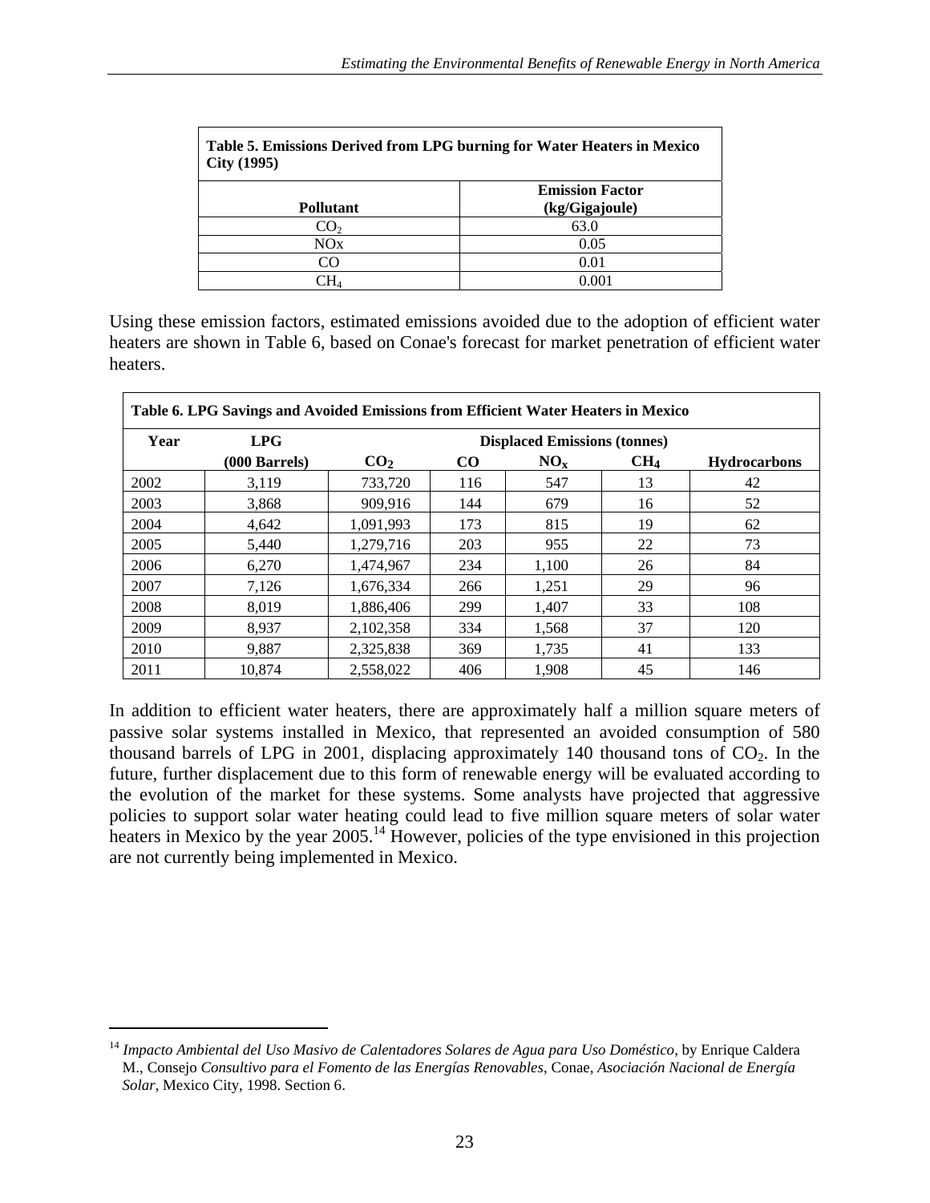| Table 5. Emissions Derived from LPG burning for Water Heaters in Mexico City (1995) | |
|---|---|
| **Pollutant** | **Emission Factor (kg/Gigajoule)** |
| $CO_2$ | 63.0 |
| NOx | 0.05 |
| CO | 0.01 |
| $CH_4$ | 0.001 |

Using these emission factors, estimated emissions avoided due to the adoption of efficient water heaters are shown in Table 6, based on Conae's forecast for market penetration of efficient water heaters.

**Table 6. LPG Savings and Avoided Emissions from Efficient Water Heaters in Mexico**

| Year | LPG | Displaced Emissions (tonnes) | | | | |
|---|---|---|---|---|---|---|
| | (000 Barrels) | $CO_2$ | CO | $NO_x$ | $CH_4$ | Hydrocarbons |
| 2002 | 3,119 | 733,720 | 116 | 547 | 13 | 42 |
| 2003 | 3,868 | 909,916 | 144 | 679 | 16 | 52 |
| 2004 | 4,642 | 1,091,993 | 173 | 815 | 19 | 62 |
| 2005 | 5,440 | 1,279,716 | 203 | 955 | 22 | 73 |
| 2006 | 6,270 | 1,474,967 | 234 | 1,100 | 26 | 84 |
| 2007 | 7,126 | 1,676,334 | 266 | 1,251 | 29 | 96 |
| 2008 | 8,019 | 1,886,406 | 299 | 1,407 | 33 | 108 |
| 2009 | 8,937 | 2,102,358 | 334 | 1,568 | 37 | 120 |
| 2010 | 9,887 | 2,325,838 | 369 | 1,735 | 41 | 133 |
| 2011 | 10,874 | 2,558,022 | 406 | 1,908 | 45 | 146 |

In addition to efficient water heaters, there are approximately half a million square meters of passive solar systems installed in Mexico, that represented an avoided consumption of 580 thousand barrels of LPG in 2001, displacing approximately 140 thousand tons of $CO_2$. In the future, further displacement due to this form of renewable energy will be evaluated according to the evolution of the market for these systems. Some analysts have projected that aggressive policies to support solar water heating could lead to five million square meters of solar water heaters in Mexico by the year 2005.[14] However, policies of the type envisioned in this projection are not currently being implemented in Mexico.

[14] *Impacto Ambiental del Uso Masivo de Calentadores Solares de Agua para Uso Doméstico*, by Enrique Caldera M., Consejo *Consultivo para el Fomento de las Energías Renovables*, Conae, *Asociación Nacional de Energía Solar*, Mexico City, 1998. Section 6.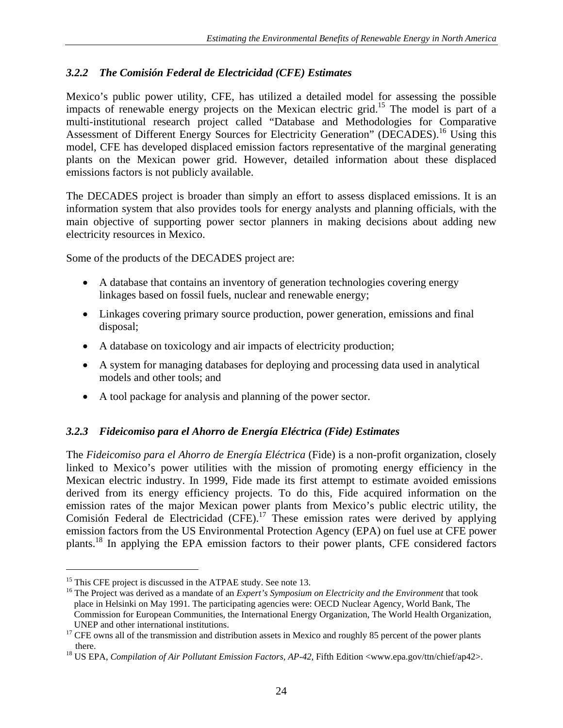### *3.2.2 The Comisión Federal de Electricidad (CFE) Estimates*

Mexico's public power utility, CFE, has utilized a detailed model for assessing the possible impacts of renewable energy projects on the Mexican electric grid.[15] The model is part of a multi-institutional research project called "Database and Methodologies for Comparative Assessment of Different Energy Sources for Electricity Generation" (DECADES).[16] Using this model, CFE has developed displaced emission factors representative of the marginal generating plants on the Mexican power grid. However, detailed information about these displaced emissions factors is not publicly available.

The DECADES project is broader than simply an effort to assess displaced emissions. It is an information system that also provides tools for energy analysts and planning officials, with the main objective of supporting power sector planners in making decisions about adding new electricity resources in Mexico.

Some of the products of the DECADES project are:

- A database that contains an inventory of generation technologies covering energy linkages based on fossil fuels, nuclear and renewable energy;
- Linkages covering primary source production, power generation, emissions and final disposal;
- A database on toxicology and air impacts of electricity production;
- A system for managing databases for deploying and processing data used in analytical models and other tools; and
- A tool package for analysis and planning of the power sector.

### *3.2.3 Fideicomiso para el Ahorro de Energía Eléctrica (Fide) Estimates*

The *Fideicomiso para el Ahorro de Energía Eléctrica* (Fide) is a non-profit organization, closely linked to Mexico's power utilities with the mission of promoting energy efficiency in the Mexican electric industry. In 1999, Fide made its first attempt to estimate avoided emissions derived from its energy efficiency projects. To do this, Fide acquired information on the emission rates of the major Mexican power plants from Mexico's public electric utility, the Comisión Federal de Electricidad (CFE).[17] These emission rates were derived by applying emission factors from the US Environmental Protection Agency (EPA) on fuel use at CFE power plants.[18] In applying the EPA emission factors to their power plants, CFE considered factors

---

[15] This CFE project is discussed in the ATPAE study. See note 13.

[16] The Project was derived as a mandate of an *Expert's Symposium on Electricity and the Environment* that took place in Helsinki on May 1991. The participating agencies were: OECD Nuclear Agency, World Bank, The Commission for European Communities, the International Energy Organization, The World Health Organization, UNEP and other international institutions.

[17] CFE owns all of the transmission and distribution assets in Mexico and roughly 85 percent of the power plants there.

[18] US EPA, *Compilation of Air Pollutant Emission Factors, AP-42*, Fifth Edition <www.epa.gov/ttn/chief/ap42>.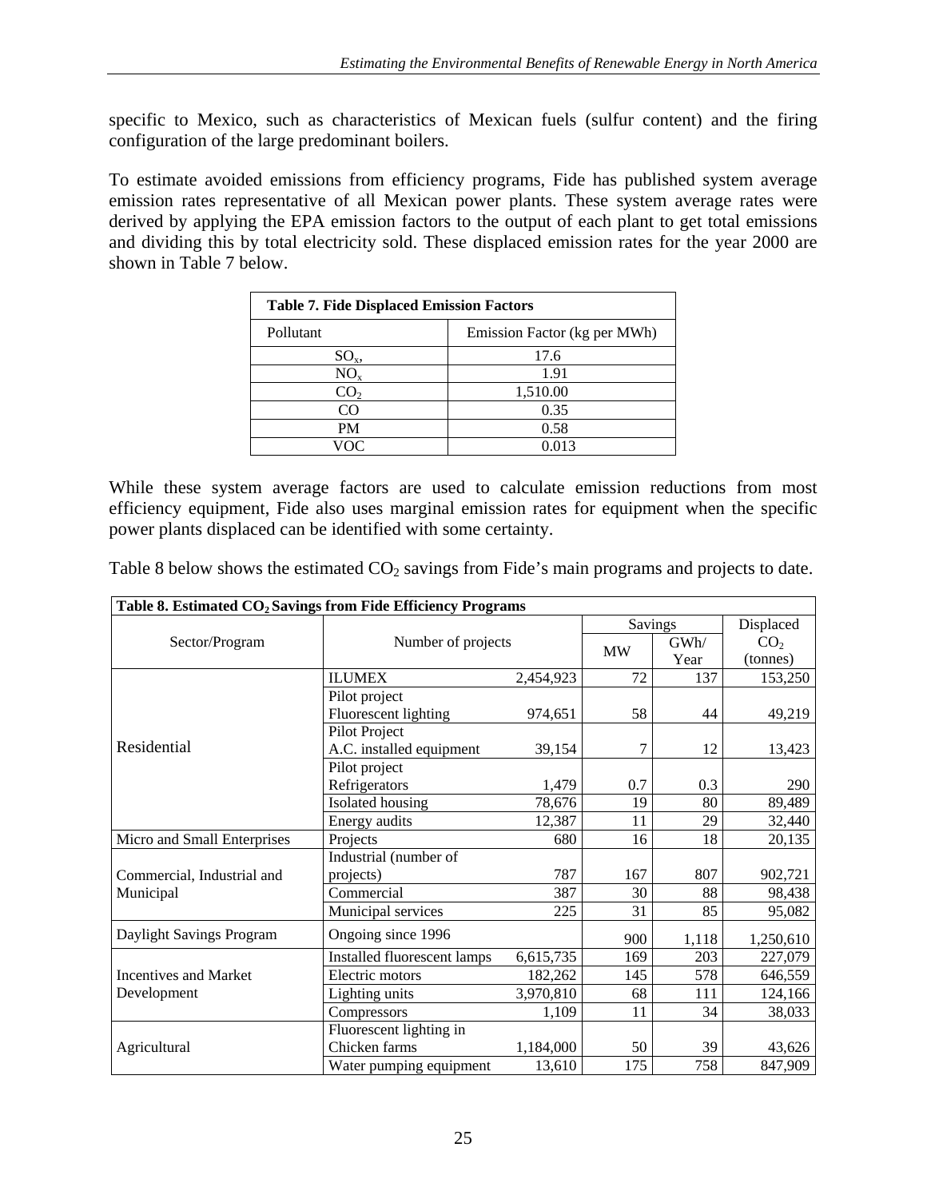specific to Mexico, such as characteristics of Mexican fuels (sulfur content) and the firing configuration of the large predominant boilers.

To estimate avoided emissions from efficiency programs, Fide has published system average emission rates representative of all Mexican power plants. These system average rates were derived by applying the EPA emission factors to the output of each plant to get total emissions and dividing this by total electricity sold. These displaced emission rates for the year 2000 are shown in Table 7 below.

**Table 7. Fide Displaced Emission Factors**

| Pollutant | Emission Factor (kg per MWh) |
|---|---|
| $SO_x$, | 17.6 |
| $NO_x$ | 1.91 |
| $CO_2$ | 1,510.00 |
| CO | 0.35 |
| PM | 0.58 |
| VOC | 0.013 |

While these system average factors are used to calculate emission reductions from most efficiency equipment, Fide also uses marginal emission rates for equipment when the specific power plants displaced can be identified with some certainty.

Table 8 below shows the estimated $CO_2$ savings from Fide's main programs and projects to date.

**Table 8. Estimated $CO_2$ Savings from Fide Efficiency Programs**

| Sector/Program | Number of projects | | Savings | | Displaced $CO_2$ (tonnes) |
|---|---|---|---|---|---|
| | | | MW | GWh/ Year | |
| Residential | ILUMEX | 2,454,923 | 72 | 137 | 153,250 |
| | Pilot project Fluorescent lighting | 974,651 | 58 | 44 | 49,219 |
| | Pilot Project A.C. installed equipment | 39,154 | 7 | 12 | 13,423 |
| | Pilot project Refrigerators | 1,479 | 0.7 | 0.3 | 290 |
| | Isolated housing | 78,676 | 19 | 80 | 89,489 |
| | Energy audits | 12,387 | 11 | 29 | 32,440 |
| Micro and Small Enterprises | Projects | 680 | 16 | 18 | 20,135 |
| Commercial, Industrial and Municipal | Industrial (number of projects) | 787 | 167 | 807 | 902,721 |
| | Commercial | 387 | 30 | 88 | 98,438 |
| | Municipal services | 225 | 31 | 85 | 95,082 |
| Daylight Savings Program | Ongoing since 1996 | | 900 | 1,118 | 1,250,610 |
| Incentives and Market Development | Installed fluorescent lamps | 6,615,735 | 169 | 203 | 227,079 |
| | Electric motors | 182,262 | 145 | 578 | 646,559 |
| | Lighting units | 3,970,810 | 68 | 111 | 124,166 |
| | Compressors | 1,109 | 11 | 34 | 38,033 |
| Agricultural | Fluorescent lighting in Chicken farms | 1,184,000 | 50 | 39 | 43,626 |
| | Water pumping equipment | 13,610 | 175 | 758 | 847,909 |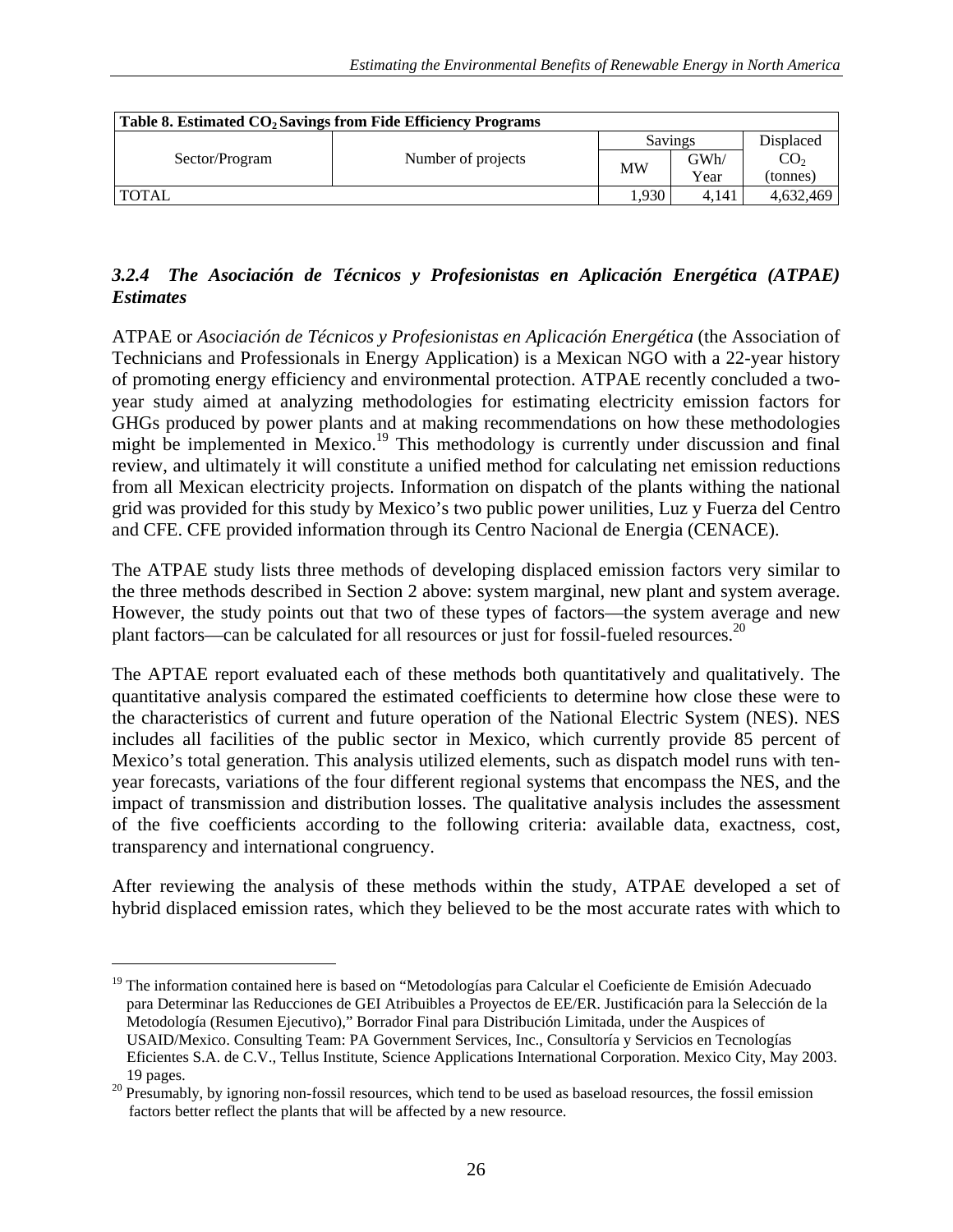**Table 8. Estimated $CO_2$ Savings from Fide Efficiency Programs**

| Sector/Program | Number of projects | Savings | | Displaced $CO_2$ (tonnes) |
|---|---|---|---|---|
| | | MW | GWh/ Year | |
| TOTAL | | 1,930 | 4,141 | 4,632,469 |

### *3.2.4 The Asociación de Técnicos y Profesionistas en Aplicación Energética (ATPAE) Estimates*

ATPAE or *Asociación de Técnicos y Profesionistas en Aplicación Energética* (the Association of Technicians and Professionals in Energy Application) is a Mexican NGO with a 22-year history of promoting energy efficiency and environmental protection. ATPAE recently concluded a two-year study aimed at analyzing methodologies for estimating electricity emission factors for GHGs produced by power plants and at making recommendations on how these methodologies might be implemented in Mexico.[19] This methodology is currently under discussion and final review, and ultimately it will constitute a unified method for calculating net emission reductions from all Mexican electricity projects. Information on dispatch of the plants withing the national grid was provided for this study by Mexico's two public power unilities, Luz y Fuerza del Centro and CFE. CFE provided information through its Centro Nacional de Energia (CENACE).

The ATPAE study lists three methods of developing displaced emission factors very similar to the three methods described in Section 2 above: system marginal, new plant and system average. However, the study points out that two of these types of factors—the system average and new plant factors—can be calculated for all resources or just for fossil-fueled resources.[20]

The APTAE report evaluated each of these methods both quantitatively and qualitatively. The quantitative analysis compared the estimated coefficients to determine how close these were to the characteristics of current and future operation of the National Electric System (NES). NES includes all facilities of the public sector in Mexico, which currently provide 85 percent of Mexico's total generation. This analysis utilized elements, such as dispatch model runs with ten-year forecasts, variations of the four different regional systems that encompass the NES, and the impact of transmission and distribution losses. The qualitative analysis includes the assessment of the five coefficients according to the following criteria: available data, exactness, cost, transparency and international congruency.

After reviewing the analysis of these methods within the study, ATPAE developed a set of hybrid displaced emission rates, which they believed to be the most accurate rates with which to

---

[19] The information contained here is based on "Metodologías para Calcular el Coeficiente de Emisión Adecuado para Determinar las Reducciones de GEI Atribuibles a Proyectos de EE/ER. Justificación para la Selección de la Metodología (Resumen Ejecutivo)," Borrador Final para Distribución Limitada, under the Auspices of USAID/Mexico. Consulting Team: PA Government Services, Inc., Consultoría y Servicios en Tecnologías Eficientes S.A. de C.V., Tellus Institute, Science Applications International Corporation. Mexico City, May 2003. 19 pages.

[20] Presumably, by ignoring non-fossil resources, which tend to be used as baseload resources, the fossil emission factors better reflect the plants that will be affected by a new resource.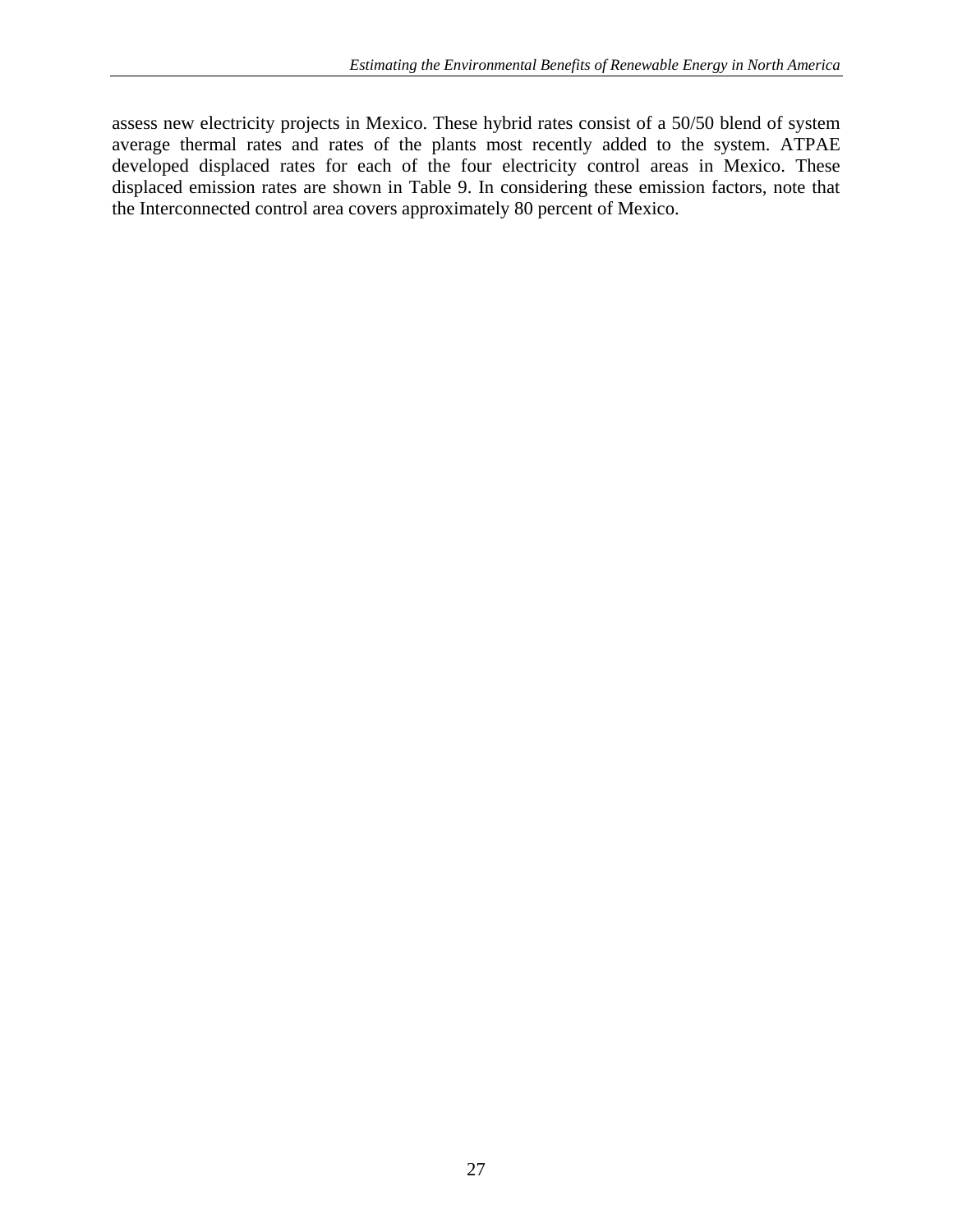assess new electricity projects in Mexico. These hybrid rates consist of a 50/50 blend of system average thermal rates and rates of the plants most recently added to the system. ATPAE developed displaced rates for each of the four electricity control areas in Mexico. These displaced emission rates are shown in Table 9. In considering these emission factors, note that the Interconnected control area covers approximately 80 percent of Mexico.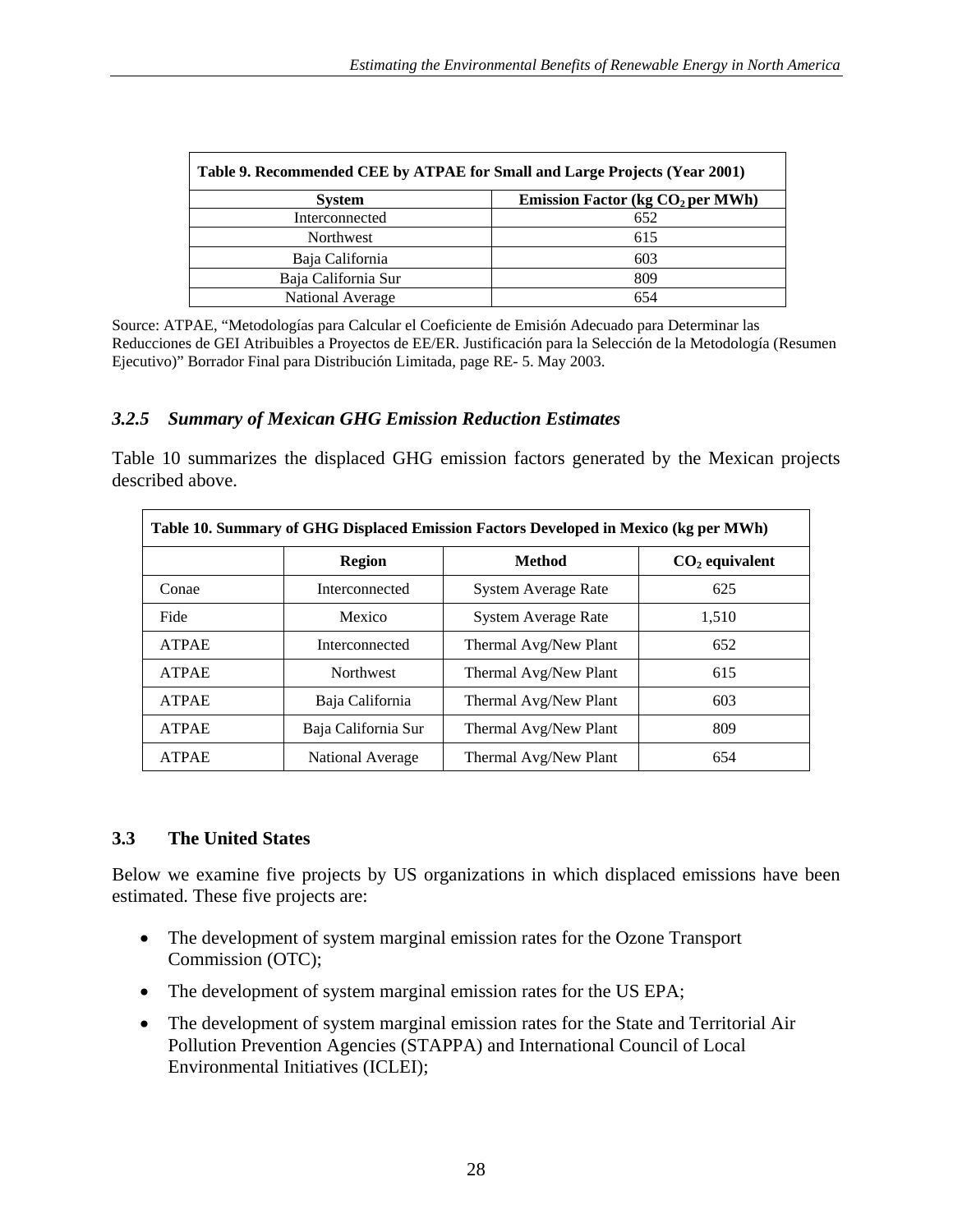| Table 9. Recommended CEE by ATPAE for Small and Large Projects (Year 2001) | |
|---|---|
| **System** | **Emission Factor (kg $CO_2$ per MWh)** |
| Interconnected | 652 |
| Northwest | 615 |
| Baja California | 603 |
| Baja California Sur | 809 |
| National Average | 654 |

Source: ATPAE, "Metodologías para Calcular el Coeficiente de Emisión Adecuado para Determinar las Reducciones de GEI Atribuibles a Proyectos de EE/ER. Justificación para la Selección de la Metodología (Resumen Ejecutivo)" Borrador Final para Distribución Limitada, page RE- 5. May 2003.

### *3.2.5 Summary of Mexican GHG Emission Reduction Estimates*

Table 10 summarizes the displaced GHG emission factors generated by the Mexican projects described above.

| Table 10. Summary of GHG Displaced Emission Factors Developed in Mexico (kg per MWh) | | | |
|---|---|---|---|
| | **Region** | **Method** | **$CO_2$ equivalent** |
| Conae | Interconnected | System Average Rate | 625 |
| Fide | Mexico | System Average Rate | 1,510 |
| ATPAE | Interconnected | Thermal Avg/New Plant | 652 |
| ATPAE | Northwest | Thermal Avg/New Plant | 615 |
| ATPAE | Baja California | Thermal Avg/New Plant | 603 |
| ATPAE | Baja California Sur | Thermal Avg/New Plant | 809 |
| ATPAE | National Average | Thermal Avg/New Plant | 654 |

## 3.3 The United States

Below we examine five projects by US organizations in which displaced emissions have been estimated. These five projects are:

- The development of system marginal emission rates for the Ozone Transport Commission (OTC);
- The development of system marginal emission rates for the US EPA;
- The development of system marginal emission rates for the State and Territorial Air Pollution Prevention Agencies (STAPPA) and International Council of Local Environmental Initiatives (ICLEI);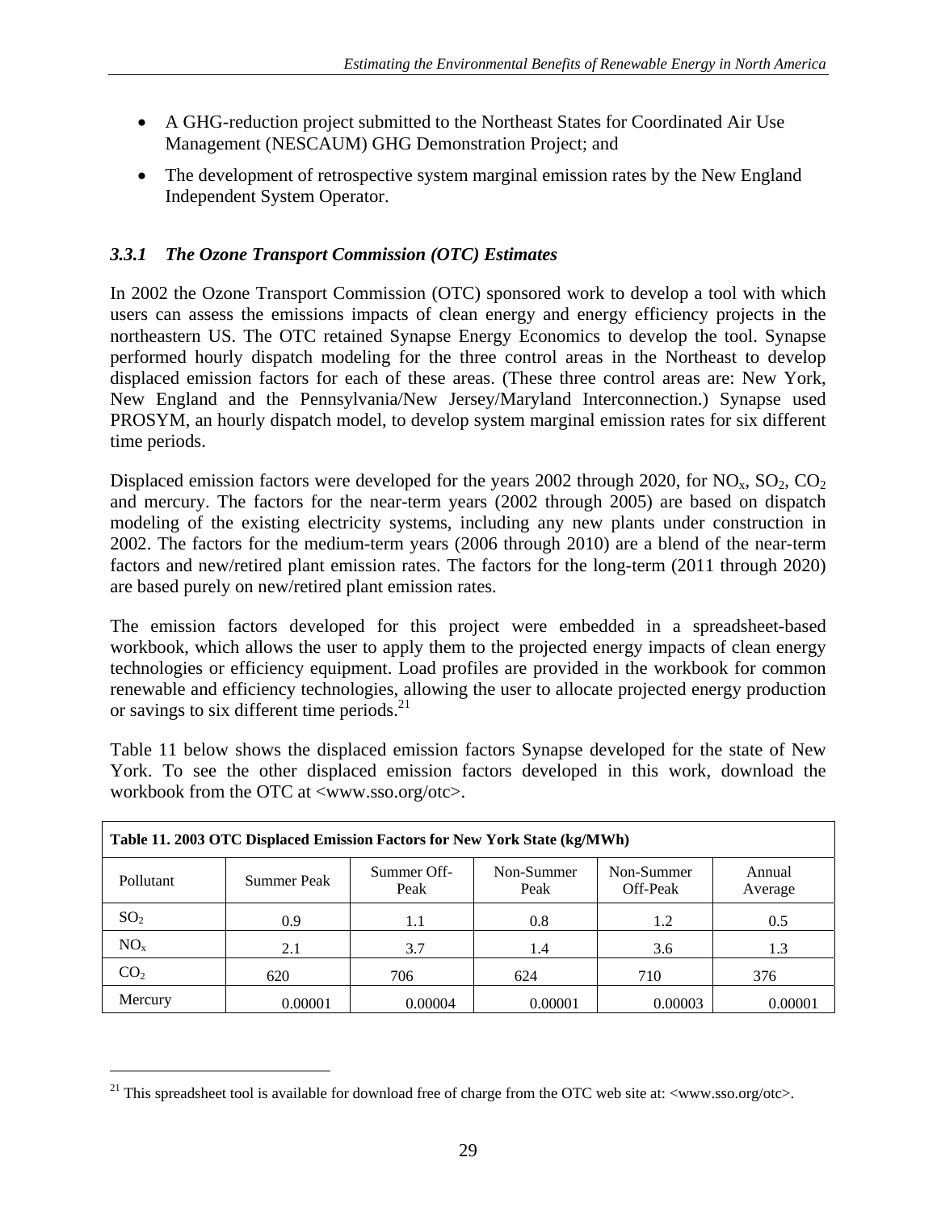- A GHG-reduction project submitted to the Northeast States for Coordinated Air Use Management (NESCAUM) GHG Demonstration Project; and
- The development of retrospective system marginal emission rates by the New England Independent System Operator.

### *3.3.1 The Ozone Transport Commission (OTC) Estimates*

In 2002 the Ozone Transport Commission (OTC) sponsored work to develop a tool with which users can assess the emissions impacts of clean energy and energy efficiency projects in the northeastern US. The OTC retained Synapse Energy Economics to develop the tool. Synapse performed hourly dispatch modeling for the three control areas in the Northeast to develop displaced emission factors for each of these areas. (These three control areas are: New York, New England and the Pennsylvania/New Jersey/Maryland Interconnection.) Synapse used PROSYM, an hourly dispatch model, to develop system marginal emission rates for six different time periods.

Displaced emission factors were developed for the years 2002 through 2020, for $NO_x$, $SO_2$, $CO_2$ and mercury. The factors for the near-term years (2002 through 2005) are based on dispatch modeling of the existing electricity systems, including any new plants under construction in 2002. The factors for the medium-term years (2006 through 2010) are a blend of the near-term factors and new/retired plant emission rates. The factors for the long-term (2011 through 2020) are based purely on new/retired plant emission rates.

The emission factors developed for this project were embedded in a spreadsheet-based workbook, which allows the user to apply them to the projected energy impacts of clean energy technologies or efficiency equipment. Load profiles are provided in the workbook for common renewable and efficiency technologies, allowing the user to allocate projected energy production or savings to six different time periods.[21]

Table 11 below shows the displaced emission factors Synapse developed for the state of New York. To see the other displaced emission factors developed in this work, download the workbook from the OTC at <www.sso.org/otc>.

**Table 11. 2003 OTC Displaced Emission Factors for New York State (kg/MWh)**

| Pollutant | Summer Peak | Summer Off-Peak | Non-Summer Peak | Non-Summer Off-Peak | Annual Average |
|---|---|---|---|---|---|
| $SO_2$ | 0.9 | 1.1 | 0.8 | 1.2 | 0.5 |
| $NO_x$ | 2.1 | 3.7 | 1.4 | 3.6 | 1.3 |
| $CO_2$ | 620 | 706 | 624 | 710 | 376 |
| Mercury | 0.00001 | 0.00004 | 0.00001 | 0.00003 | 0.00001 |

[21] This spreadsheet tool is available for download free of charge from the OTC web site at: <www.sso.org/otc>.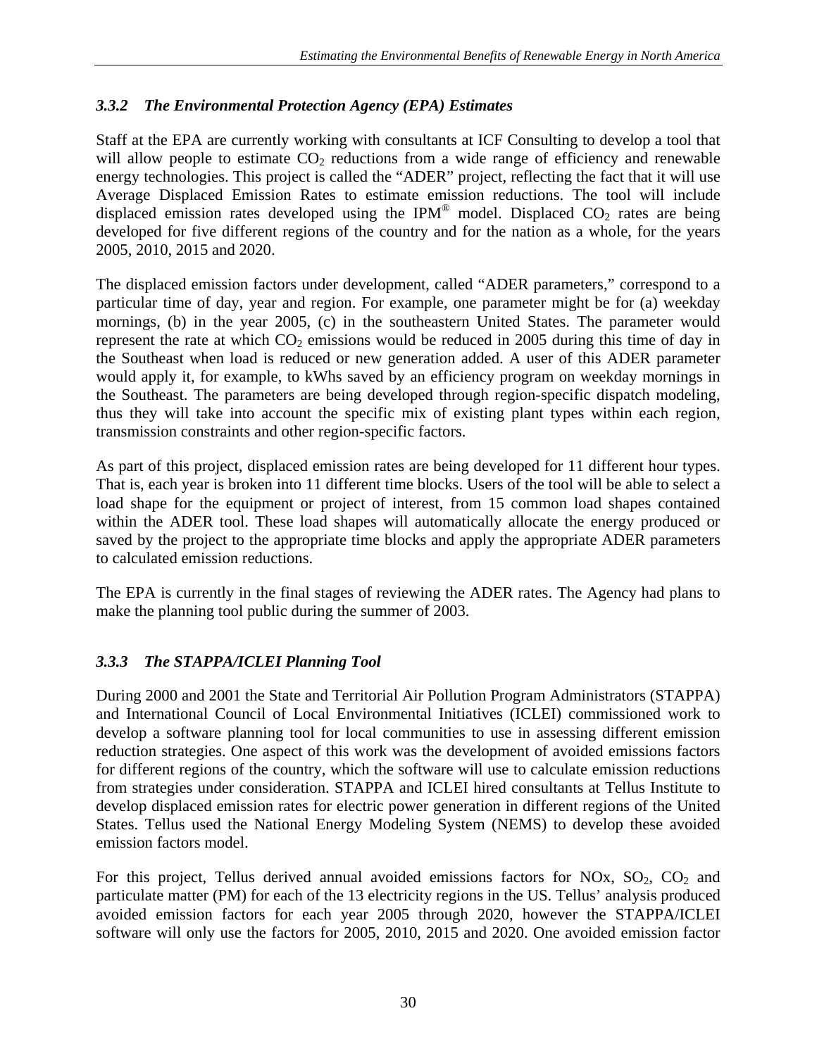### *3.3.2 The Environmental Protection Agency (EPA) Estimates*

Staff at the EPA are currently working with consultants at ICF Consulting to develop a tool that will allow people to estimate $CO_2$ reductions from a wide range of efficiency and renewable energy technologies. This project is called the "ADER" project, reflecting the fact that it will use Average Displaced Emission Rates to estimate emission reductions. The tool will include displaced emission rates developed using the IPM® model. Displaced $CO_2$ rates are being developed for five different regions of the country and for the nation as a whole, for the years 2005, 2010, 2015 and 2020.

The displaced emission factors under development, called "ADER parameters," correspond to a particular time of day, year and region. For example, one parameter might be for (a) weekday mornings, (b) in the year 2005, (c) in the southeastern United States. The parameter would represent the rate at which $CO_2$ emissions would be reduced in 2005 during this time of day in the Southeast when load is reduced or new generation added. A user of this ADER parameter would apply it, for example, to kWhs saved by an efficiency program on weekday mornings in the Southeast. The parameters are being developed through region-specific dispatch modeling, thus they will take into account the specific mix of existing plant types within each region, transmission constraints and other region-specific factors.

As part of this project, displaced emission rates are being developed for 11 different hour types. That is, each year is broken into 11 different time blocks. Users of the tool will be able to select a load shape for the equipment or project of interest, from 15 common load shapes contained within the ADER tool. These load shapes will automatically allocate the energy produced or saved by the project to the appropriate time blocks and apply the appropriate ADER parameters to calculated emission reductions.

The EPA is currently in the final stages of reviewing the ADER rates. The Agency had plans to make the planning tool public during the summer of 2003.

### *3.3.3 The STAPPA/ICLEI Planning Tool*

During 2000 and 2001 the State and Territorial Air Pollution Program Administrators (STAPPA) and International Council of Local Environmental Initiatives (ICLEI) commissioned work to develop a software planning tool for local communities to use in assessing different emission reduction strategies. One aspect of this work was the development of avoided emissions factors for different regions of the country, which the software will use to calculate emission reductions from strategies under consideration. STAPPA and ICLEI hired consultants at Tellus Institute to develop displaced emission rates for electric power generation in different regions of the United States. Tellus used the National Energy Modeling System (NEMS) to develop these avoided emission factors model.

For this project, Tellus derived annual avoided emissions factors for NOx, $SO_2$, $CO_2$ and particulate matter (PM) for each of the 13 electricity regions in the US. Tellus' analysis produced avoided emission factors for each year 2005 through 2020, however the STAPPA/ICLEI software will only use the factors for 2005, 2010, 2015 and 2020. One avoided emission factor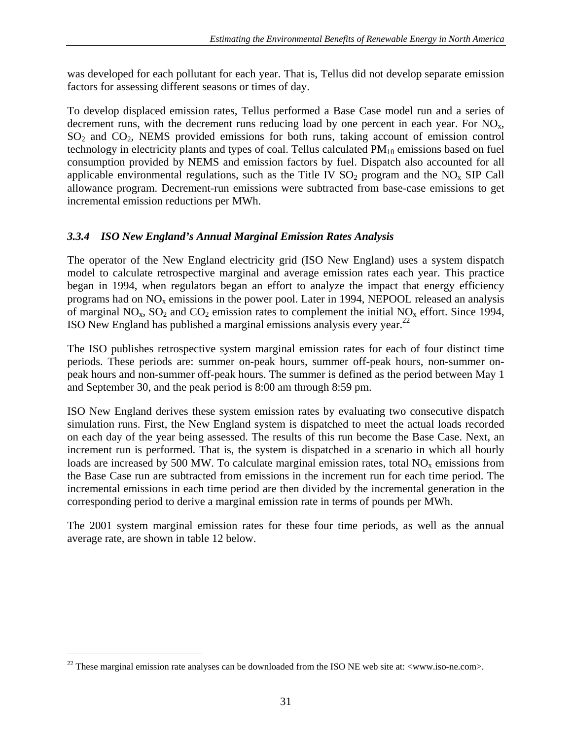was developed for each pollutant for each year. That is, Tellus did not develop separate emission factors for assessing different seasons or times of day.

To develop displaced emission rates, Tellus performed a Base Case model run and a series of decrement runs, with the decrement runs reducing load by one percent in each year. For $NO_x$, $SO_2$ and $CO_2$, NEMS provided emissions for both runs, taking account of emission control technology in electricity plants and types of coal. Tellus calculated $PM_{10}$ emissions based on fuel consumption provided by NEMS and emission factors by fuel. Dispatch also accounted for all applicable environmental regulations, such as the Title IV $SO_2$ program and the $NO_x$ SIP Call allowance program. Decrement-run emissions were subtracted from base-case emissions to get incremental emission reductions per MWh.

### *3.3.4 ISO New England's Annual Marginal Emission Rates Analysis*

The operator of the New England electricity grid (ISO New England) uses a system dispatch model to calculate retrospective marginal and average emission rates each year. This practice began in 1994, when regulators began an effort to analyze the impact that energy efficiency programs had on $NO_x$ emissions in the power pool. Later in 1994, NEPOOL released an analysis of marginal $NO_x$, $SO_2$ and $CO_2$ emission rates to complement the initial $NO_x$ effort. Since 1994, ISO New England has published a marginal emissions analysis every year.[22]

The ISO publishes retrospective system marginal emission rates for each of four distinct time periods. These periods are: summer on-peak hours, summer off-peak hours, non-summer on-peak hours and non-summer off-peak hours. The summer is defined as the period between May 1 and September 30, and the peak period is 8:00 am through 8:59 pm.

ISO New England derives these system emission rates by evaluating two consecutive dispatch simulation runs. First, the New England system is dispatched to meet the actual loads recorded on each day of the year being assessed. The results of this run become the Base Case. Next, an increment run is performed. That is, the system is dispatched in a scenario in which all hourly loads are increased by 500 MW. To calculate marginal emission rates, total $NO_x$ emissions from the Base Case run are subtracted from emissions in the increment run for each time period. The incremental emissions in each time period are then divided by the incremental generation in the corresponding period to derive a marginal emission rate in terms of pounds per MWh.

The 2001 system marginal emission rates for these four time periods, as well as the annual average rate, are shown in table 12 below.

[22] These marginal emission rate analyses can be downloaded from the ISO NE web site at: <www.iso-ne.com>.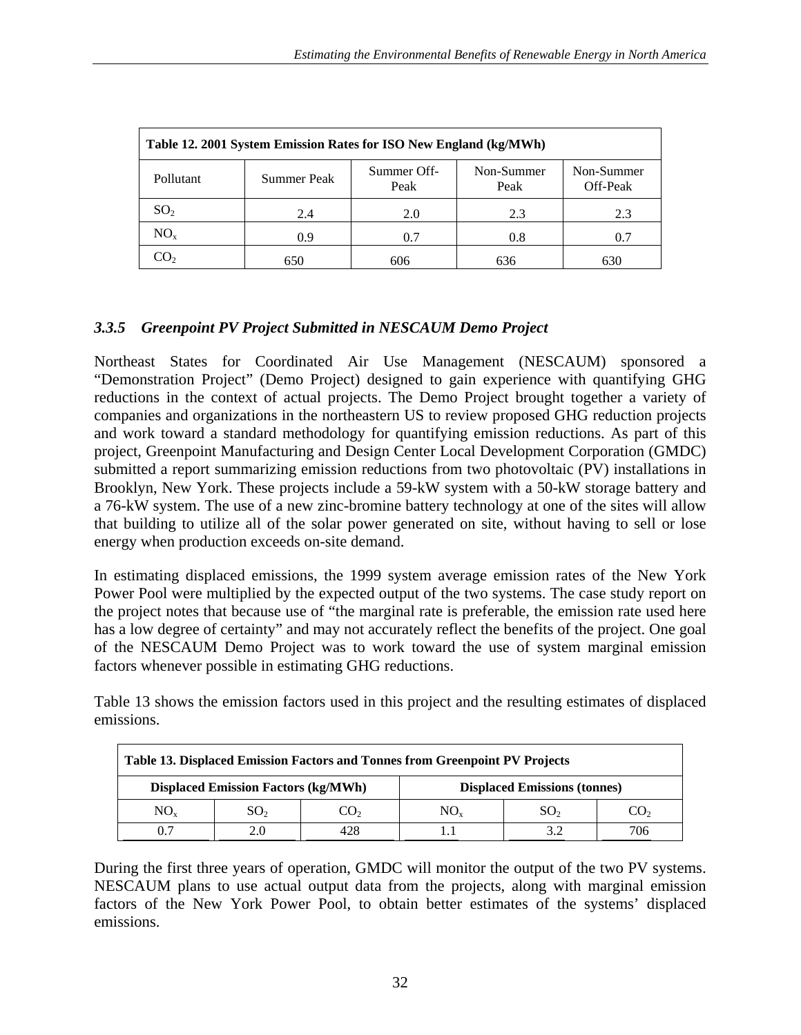| Table 12. 2001 System Emission Rates for ISO New England (kg/MWh) | | | | |
|---|---|---|---|---|
| Pollutant | Summer Peak | Summer Off-Peak | Non-Summer Peak | Non-Summer Off-Peak |
| $SO_2$ | 2.4 | 2.0 | 2.3 | 2.3 |
| $NO_x$ | 0.9 | 0.7 | 0.8 | 0.7 |
| $CO_2$ | 650 | 606 | 636 | 630 |

### *3.3.5 Greenpoint PV Project Submitted in NESCAUM Demo Project*

Northeast States for Coordinated Air Use Management (NESCAUM) sponsored a "Demonstration Project" (Demo Project) designed to gain experience with quantifying GHG reductions in the context of actual projects. The Demo Project brought together a variety of companies and organizations in the northeastern US to review proposed GHG reduction projects and work toward a standard methodology for quantifying emission reductions. As part of this project, Greenpoint Manufacturing and Design Center Local Development Corporation (GMDC) submitted a report summarizing emission reductions from two photovoltaic (PV) installations in Brooklyn, New York. These projects include a 59-kW system with a 50-kW storage battery and a 76-kW system. The use of a new zinc-bromine battery technology at one of the sites will allow that building to utilize all of the solar power generated on site, without having to sell or lose energy when production exceeds on-site demand.

In estimating displaced emissions, the 1999 system average emission rates of the New York Power Pool were multiplied by the expected output of the two systems. The case study report on the project notes that because use of "the marginal rate is preferable, the emission rate used here has a low degree of certainty" and may not accurately reflect the benefits of the project. One goal of the NESCAUM Demo Project was to work toward the use of system marginal emission factors whenever possible in estimating GHG reductions.

Table 13 shows the emission factors used in this project and the resulting estimates of displaced emissions.

| Table 13. Displaced Emission Factors and Tonnes from Greenpoint PV Projects | | | | | |
|---|---|---|---|---|---|
| Displaced Emission Factors (kg/MWh) | | | Displaced Emissions (tonnes) | | |
| $NO_x$ | $SO_2$ | $CO_2$ | $NO_x$ | $SO_2$ | $CO_2$ |
| 0.7 | 2.0 | 428 | 1.1 | 3.2 | 706 |

During the first three years of operation, GMDC will monitor the output of the two PV systems. NESCAUM plans to use actual output data from the projects, along with marginal emission factors of the New York Power Pool, to obtain better estimates of the systems' displaced emissions.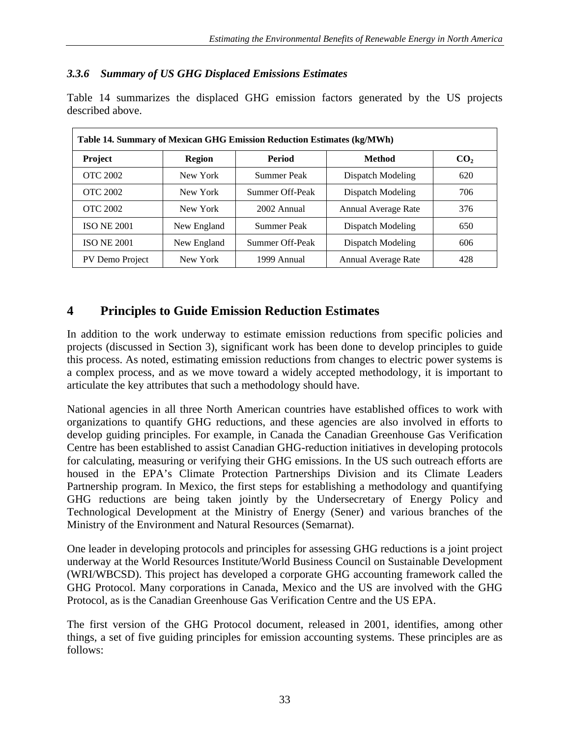### *3.3.6 Summary of US GHG Displaced Emissions Estimates*

Table 14 summarizes the displaced GHG emission factors generated by the US projects described above.

**Table 14. Summary of Mexican GHG Emission Reduction Estimates (kg/MWh)**

| Project | Region | Period | Method | $CO_2$ |
|---|---|---|---|---|
| OTC 2002 | New York | Summer Peak | Dispatch Modeling | 620 |
| OTC 2002 | New York | Summer Off-Peak | Dispatch Modeling | 706 |
| OTC 2002 | New York | 2002 Annual | Annual Average Rate | 376 |
| ISO NE 2001 | New England | Summer Peak | Dispatch Modeling | 650 |
| ISO NE 2001 | New England | Summer Off-Peak | Dispatch Modeling | 606 |
| PV Demo Project | New York | 1999 Annual | Annual Average Rate | 428 |

# 4 Principles to Guide Emission Reduction Estimates

In addition to the work underway to estimate emission reductions from specific policies and projects (discussed in Section 3), significant work has been done to develop principles to guide this process. As noted, estimating emission reductions from changes to electric power systems is a complex process, and as we move toward a widely accepted methodology, it is important to articulate the key attributes that such a methodology should have.

National agencies in all three North American countries have established offices to work with organizations to quantify GHG reductions, and these agencies are also involved in efforts to develop guiding principles. For example, in Canada the Canadian Greenhouse Gas Verification Centre has been established to assist Canadian GHG-reduction initiatives in developing protocols for calculating, measuring or verifying their GHG emissions. In the US such outreach efforts are housed in the EPA's Climate Protection Partnerships Division and its Climate Leaders Partnership program. In Mexico, the first steps for establishing a methodology and quantifying GHG reductions are being taken jointly by the Undersecretary of Energy Policy and Technological Development at the Ministry of Energy (Sener) and various branches of the Ministry of the Environment and Natural Resources (Semarnat).

One leader in developing protocols and principles for assessing GHG reductions is a joint project underway at the World Resources Institute/World Business Council on Sustainable Development (WRI/WBCSD). This project has developed a corporate GHG accounting framework called the GHG Protocol. Many corporations in Canada, Mexico and the US are involved with the GHG Protocol, as is the Canadian Greenhouse Gas Verification Centre and the US EPA.

The first version of the GHG Protocol document, released in 2001, identifies, among other things, a set of five guiding principles for emission accounting systems. These principles are as follows: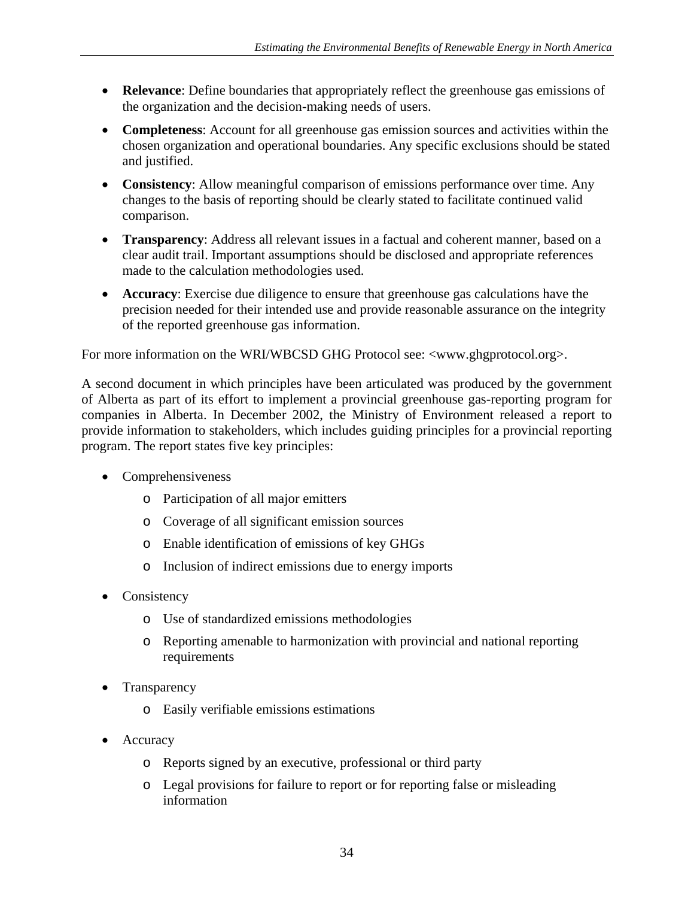- **Relevance**: Define boundaries that appropriately reflect the greenhouse gas emissions of the organization and the decision-making needs of users.
- **Completeness**: Account for all greenhouse gas emission sources and activities within the chosen organization and operational boundaries. Any specific exclusions should be stated and justified.
- **Consistency**: Allow meaningful comparison of emissions performance over time. Any changes to the basis of reporting should be clearly stated to facilitate continued valid comparison.
- **Transparency**: Address all relevant issues in a factual and coherent manner, based on a clear audit trail. Important assumptions should be disclosed and appropriate references made to the calculation methodologies used.
- **Accuracy**: Exercise due diligence to ensure that greenhouse gas calculations have the precision needed for their intended use and provide reasonable assurance on the integrity of the reported greenhouse gas information.

For more information on the WRI/WBCSD GHG Protocol see: <www.ghgprotocol.org>.

A second document in which principles have been articulated was produced by the government of Alberta as part of its effort to implement a provincial greenhouse gas-reporting program for companies in Alberta. In December 2002, the Ministry of Environment released a report to provide information to stakeholders, which includes guiding principles for a provincial reporting program. The report states five key principles:

- Comprehensiveness
  - Participation of all major emitters
  - Coverage of all significant emission sources
  - Enable identification of emissions of key GHGs
  - Inclusion of indirect emissions due to energy imports
- Consistency
  - Use of standardized emissions methodologies
  - Reporting amenable to harmonization with provincial and national reporting requirements
- Transparency
  - Easily verifiable emissions estimations
- Accuracy
  - Reports signed by an executive, professional or third party
  - Legal provisions for failure to report or for reporting false or misleading information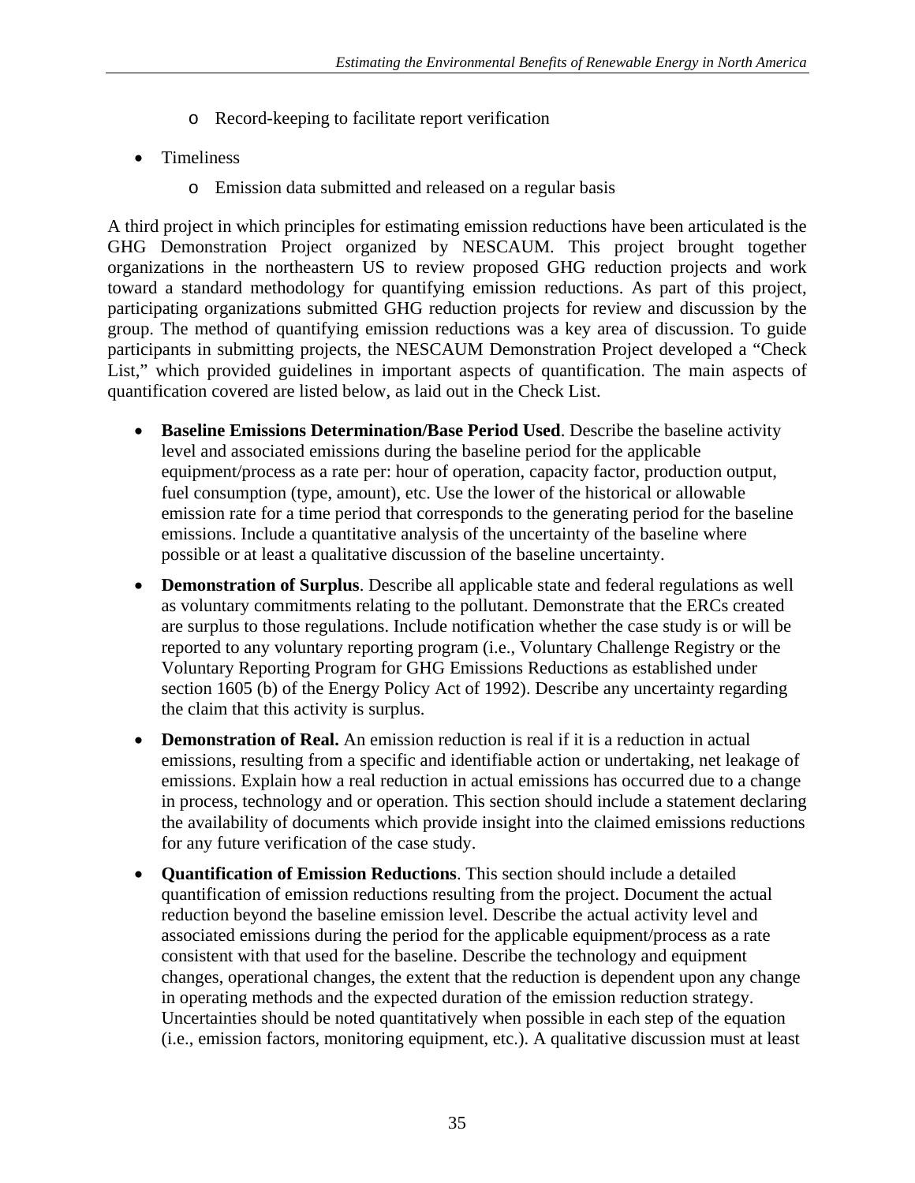- Record-keeping to facilitate report verification

- Timeliness
  - Emission data submitted and released on a regular basis

A third project in which principles for estimating emission reductions have been articulated is the GHG Demonstration Project organized by NESCAUM. This project brought together organizations in the northeastern US to review proposed GHG reduction projects and work toward a standard methodology for quantifying emission reductions. As part of this project, participating organizations submitted GHG reduction projects for review and discussion by the group. The method of quantifying emission reductions was a key area of discussion. To guide participants in submitting projects, the NESCAUM Demonstration Project developed a "Check List," which provided guidelines in important aspects of quantification. The main aspects of quantification covered are listed below, as laid out in the Check List.

- **Baseline Emissions Determination/Base Period Used**. Describe the baseline activity level and associated emissions during the baseline period for the applicable equipment/process as a rate per: hour of operation, capacity factor, production output, fuel consumption (type, amount), etc. Use the lower of the historical or allowable emission rate for a time period that corresponds to the generating period for the baseline emissions. Include a quantitative analysis of the uncertainty of the baseline where possible or at least a qualitative discussion of the baseline uncertainty.

- **Demonstration of Surplus**. Describe all applicable state and federal regulations as well as voluntary commitments relating to the pollutant. Demonstrate that the ERCs created are surplus to those regulations. Include notification whether the case study is or will be reported to any voluntary reporting program (i.e., Voluntary Challenge Registry or the Voluntary Reporting Program for GHG Emissions Reductions as established under section 1605 (b) of the Energy Policy Act of 1992). Describe any uncertainty regarding the claim that this activity is surplus.

- **Demonstration of Real.** An emission reduction is real if it is a reduction in actual emissions, resulting from a specific and identifiable action or undertaking, net leakage of emissions. Explain how a real reduction in actual emissions has occurred due to a change in process, technology and or operation. This section should include a statement declaring the availability of documents which provide insight into the claimed emissions reductions for any future verification of the case study.

- **Quantification of Emission Reductions**. This section should include a detailed quantification of emission reductions resulting from the project. Document the actual reduction beyond the baseline emission level. Describe the actual activity level and associated emissions during the period for the applicable equipment/process as a rate consistent with that used for the baseline. Describe the technology and equipment changes, operational changes, the extent that the reduction is dependent upon any change in operating methods and the expected duration of the emission reduction strategy. Uncertainties should be noted quantitatively when possible in each step of the equation (i.e., emission factors, monitoring equipment, etc.). A qualitative discussion must at least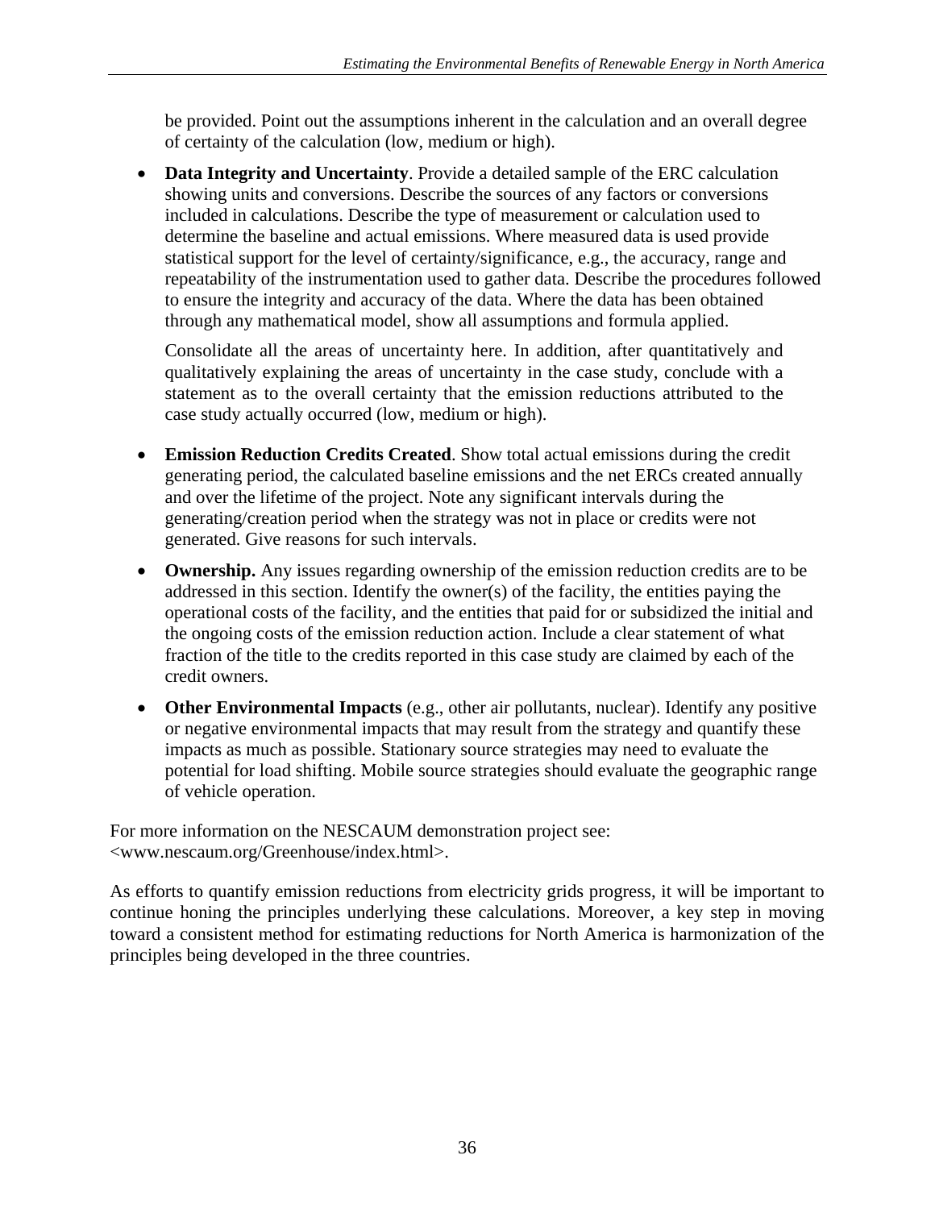be provided. Point out the assumptions inherent in the calculation and an overall degree of certainty of the calculation (low, medium or high).

- **Data Integrity and Uncertainty**. Provide a detailed sample of the ERC calculation showing units and conversions. Describe the sources of any factors or conversions included in calculations. Describe the type of measurement or calculation used to determine the baseline and actual emissions. Where measured data is used provide statistical support for the level of certainty/significance, e.g., the accuracy, range and repeatability of the instrumentation used to gather data. Describe the procedures followed to ensure the integrity and accuracy of the data. Where the data has been obtained through any mathematical model, show all assumptions and formula applied.

  Consolidate all the areas of uncertainty here. In addition, after quantitatively and qualitatively explaining the areas of uncertainty in the case study, conclude with a statement as to the overall certainty that the emission reductions attributed to the case study actually occurred (low, medium or high).

- **Emission Reduction Credits Created**. Show total actual emissions during the credit generating period, the calculated baseline emissions and the net ERCs created annually and over the lifetime of the project. Note any significant intervals during the generating/creation period when the strategy was not in place or credits were not generated. Give reasons for such intervals.

- **Ownership.** Any issues regarding ownership of the emission reduction credits are to be addressed in this section. Identify the owner(s) of the facility, the entities paying the operational costs of the facility, and the entities that paid for or subsidized the initial and the ongoing costs of the emission reduction action. Include a clear statement of what fraction of the title to the credits reported in this case study are claimed by each of the credit owners.

- **Other Environmental Impacts** (e.g., other air pollutants, nuclear). Identify any positive or negative environmental impacts that may result from the strategy and quantify these impacts as much as possible. Stationary source strategies may need to evaluate the potential for load shifting. Mobile source strategies should evaluate the geographic range of vehicle operation.

For more information on the NESCAUM demonstration project see: <www.nescaum.org/Greenhouse/index.html>.

As efforts to quantify emission reductions from electricity grids progress, it will be important to continue honing the principles underlying these calculations. Moreover, a key step in moving toward a consistent method for estimating reductions for North America is harmonization of the principles being developed in the three countries.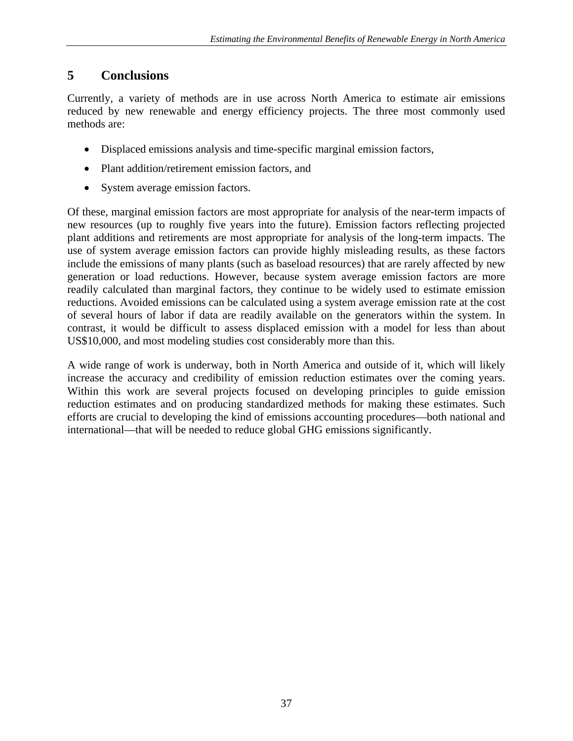# 5 Conclusions

Currently, a variety of methods are in use across North America to estimate air emissions reduced by new renewable and energy efficiency projects. The three most commonly used methods are:

- Displaced emissions analysis and time-specific marginal emission factors,
- Plant addition/retirement emission factors, and
- System average emission factors.

Of these, marginal emission factors are most appropriate for analysis of the near-term impacts of new resources (up to roughly five years into the future). Emission factors reflecting projected plant additions and retirements are most appropriate for analysis of the long-term impacts. The use of system average emission factors can provide highly misleading results, as these factors include the emissions of many plants (such as baseload resources) that are rarely affected by new generation or load reductions. However, because system average emission factors are more readily calculated than marginal factors, they continue to be widely used to estimate emission reductions. Avoided emissions can be calculated using a system average emission rate at the cost of several hours of labor if data are readily available on the generators within the system. In contrast, it would be difficult to assess displaced emission with a model for less than about US$10,000, and most modeling studies cost considerably more than this.

A wide range of work is underway, both in North America and outside of it, which will likely increase the accuracy and credibility of emission reduction estimates over the coming years. Within this work are several projects focused on developing principles to guide emission reduction estimates and on producing standardized methods for making these estimates. Such efforts are crucial to developing the kind of emissions accounting procedures—both national and international—that will be needed to reduce global GHG emissions significantly.